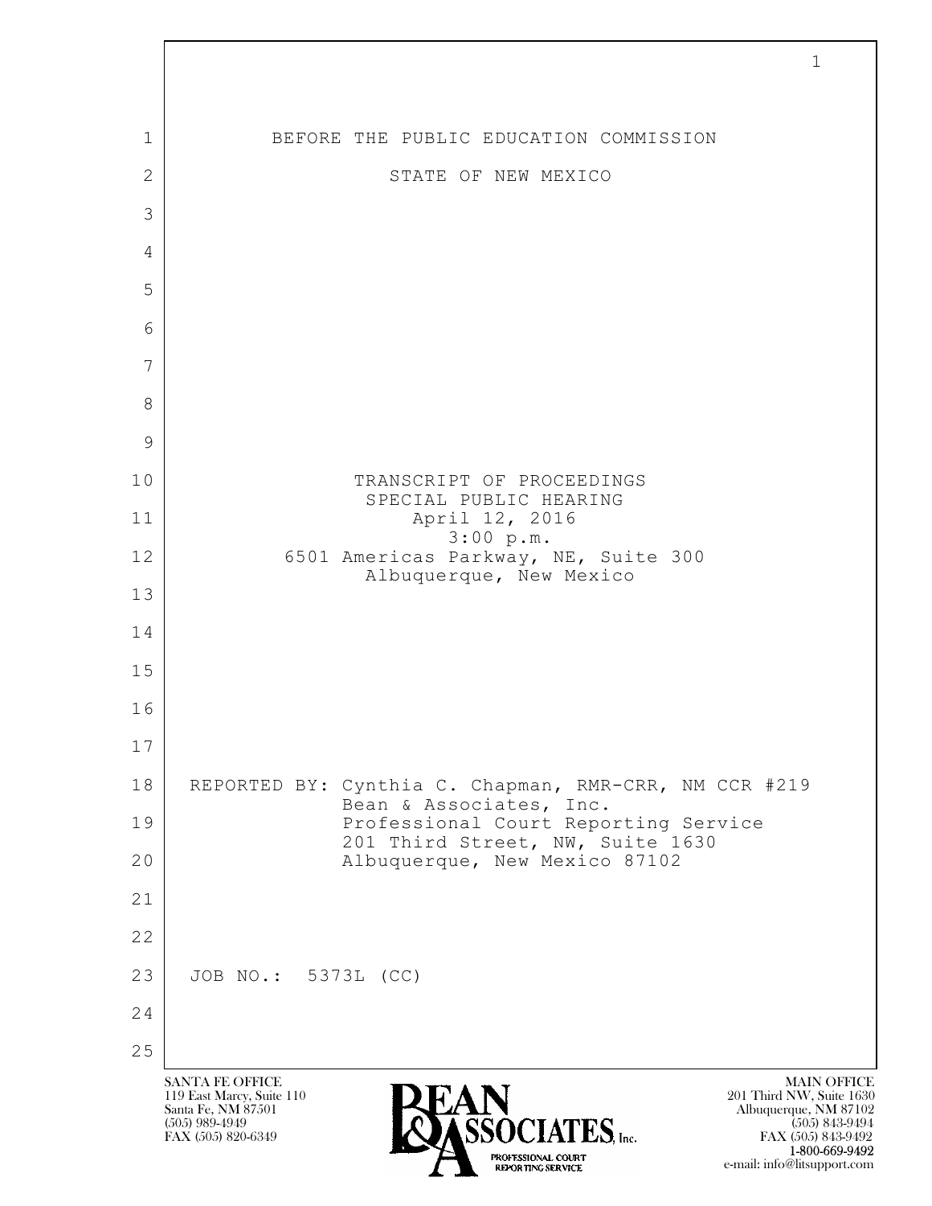BEFORE THE PUBLIC EDUCATION COMMISSION

STATE OF NEW MEXICO

TRANSCRIPT OF PROCEEDINGS
SPECIAL PUBLIC HEARING
April 12, 2016
3:00 p.m.
6501 Americas Parkway, NE, Suite 300
Albuquerque, New Mexico

REPORTED BY: Cynthia C. Chapman, RMR-CRR, NM CCR #219
Bean & Associates, Inc.
Professional Court Reporting Service
201 Third Street, NW, Suite 1630
Albuquerque, New Mexico 87102

JOB NO.: 5373L (CC)

SANTA FE OFFICE
119 East Marcy, Suite 110
Santa Fe, NM 87501
(505) 989-4949
FAX (505) 820-6349

MAIN OFFICE
201 Third NW, Suite 1630
Albuquerque, NM 87102
(505) 843-9494
FAX (505) 843-9492
1-800-669-9492
e-mail: info@litsupport.com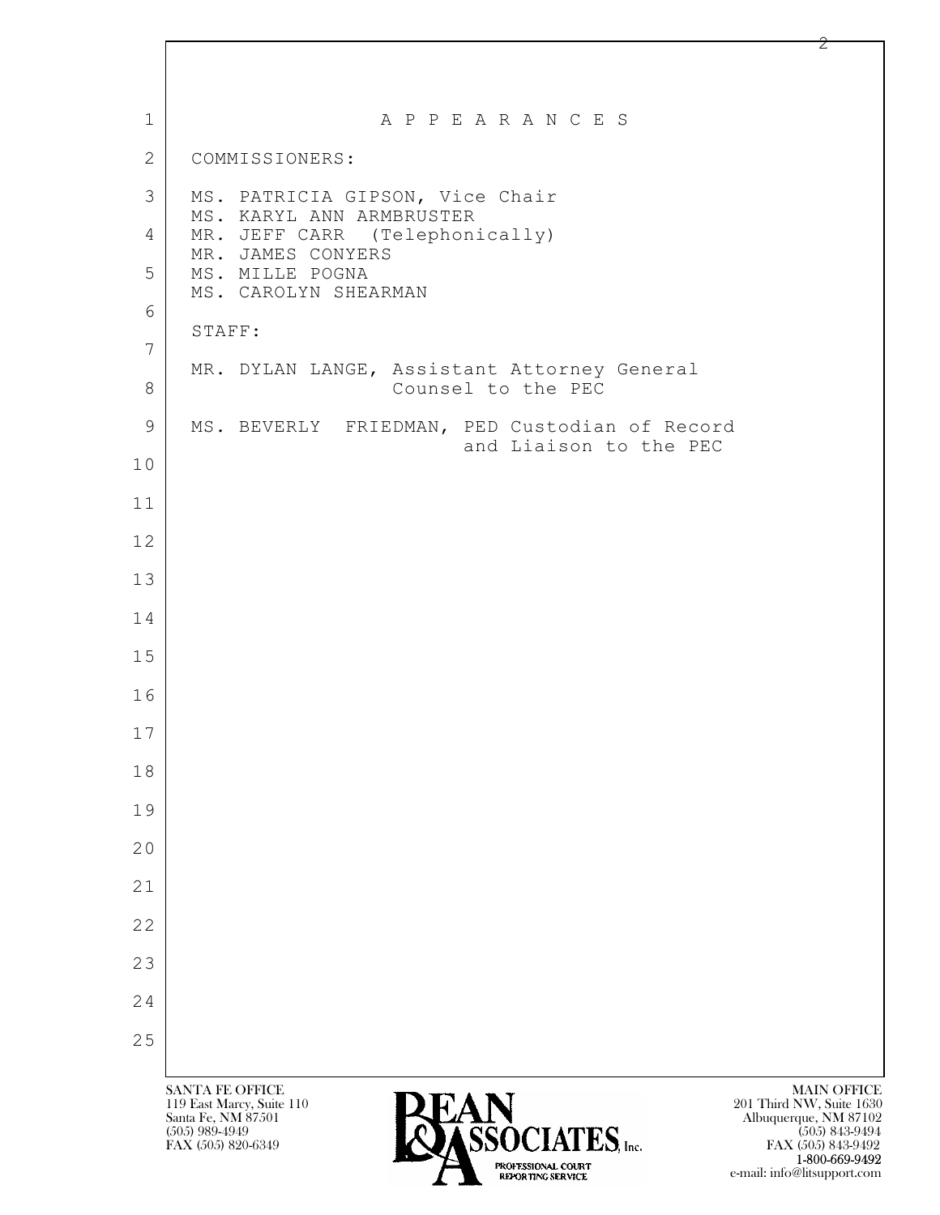# A P P E A R A N C E S

COMMISSIONERS:

MS. PATRICIA GIPSON, Vice Chair
MS. KARYL ANN ARMBRUSTER
MR. JEFF CARR (Telephonically)
MR. JAMES CONYERS
MS. MILLE POGNA
MS. CAROLYN SHEARMAN

STAFF:

MR. DYLAN LANGE, Assistant Attorney General
Counsel to the PEC

MS. BEVERLY FRIEDMAN, PED Custodian of Record
and Liaison to the PEC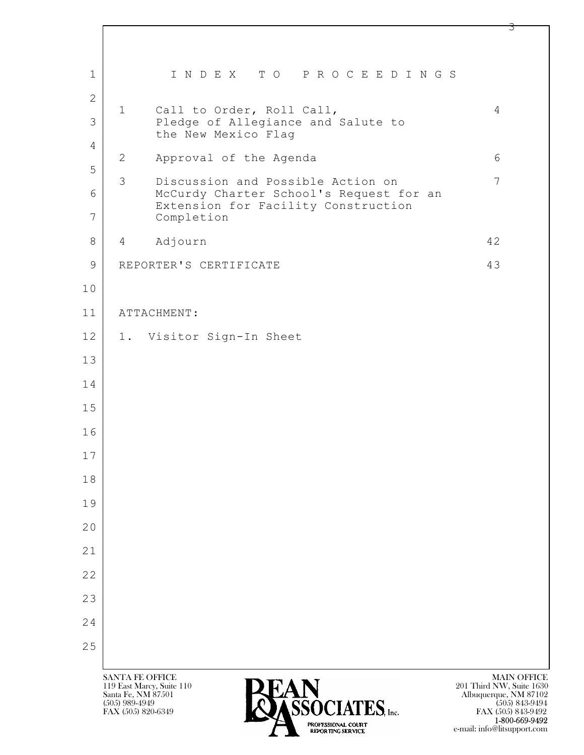# INDEX TO PROCEEDINGS

| | | |
|---|---|---|
| 1 | Call to Order, Roll Call, Pledge of Allegiance and Salute to the New Mexico Flag | 4 |
| 2 | Approval of the Agenda | 6 |
| 3 | Discussion and Possible Action on McCurdy Charter School's Request for an Extension for Facility Construction Completion | 7 |
| 4 | Adjourn | 42 |
| | REPORTER'S CERTIFICATE | 43 |

ATTACHMENT:

1. Visitor Sign-In Sheet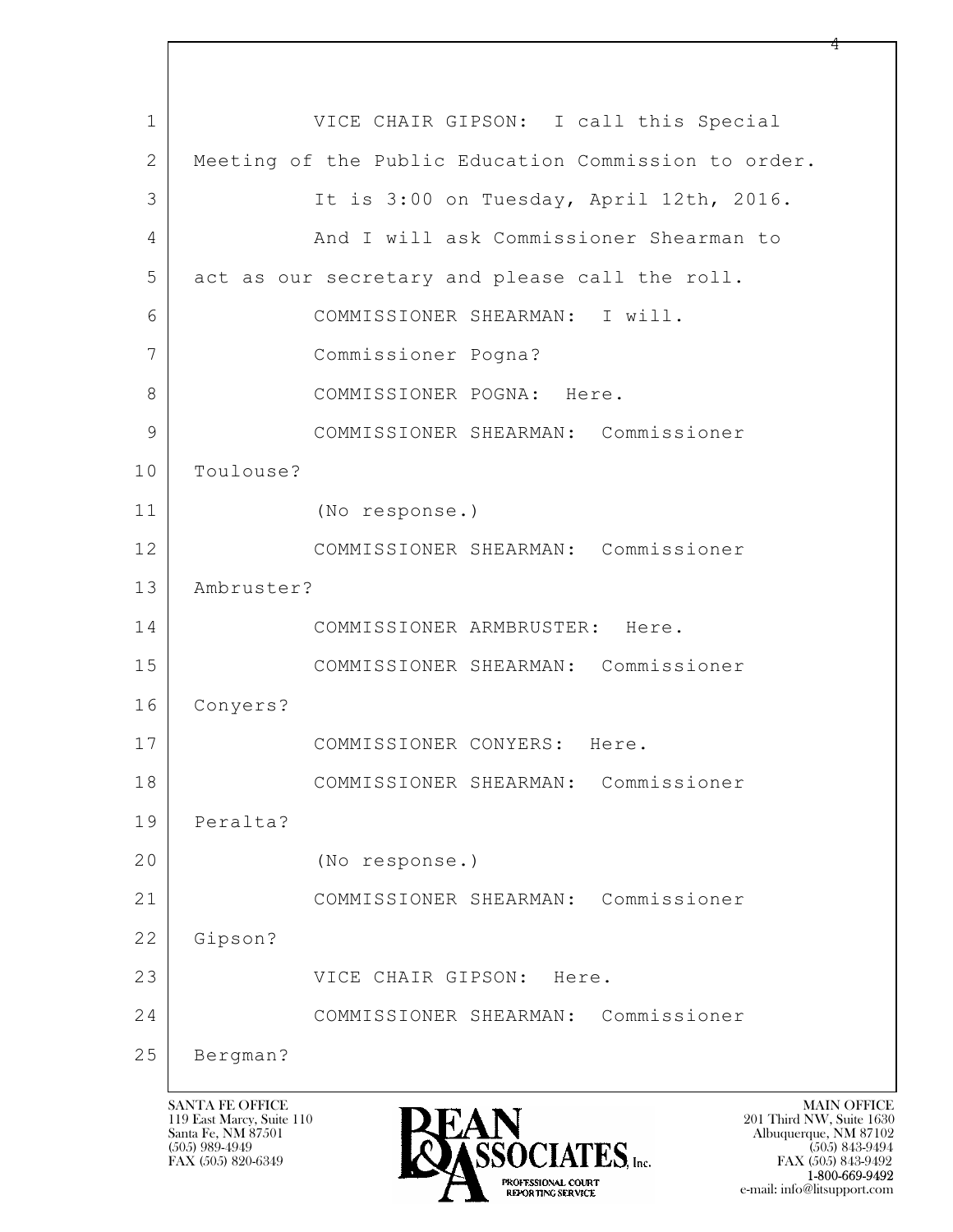VICE CHAIR GIPSON: I call this Special Meeting of the Public Education Commission to order.

It is 3:00 on Tuesday, April 12th, 2016.

And I will ask Commissioner Shearman to act as our secretary and please call the roll.

COMMISSIONER SHEARMAN: I will.

Commissioner Pogna?

COMMISSIONER POGNA: Here.

COMMISSIONER SHEARMAN: Commissioner Toulouse?

(No response.)

COMMISSIONER SHEARMAN: Commissioner Ambruster?

COMMISSIONER ARMBRUSTER: Here.

COMMISSIONER SHEARMAN: Commissioner Conyers?

COMMISSIONER CONYERS: Here.

COMMISSIONER SHEARMAN: Commissioner Peralta?

(No response.)

COMMISSIONER SHEARMAN: Commissioner Gipson?

VICE CHAIR GIPSON: Here.

COMMISSIONER SHEARMAN: Commissioner Bergman?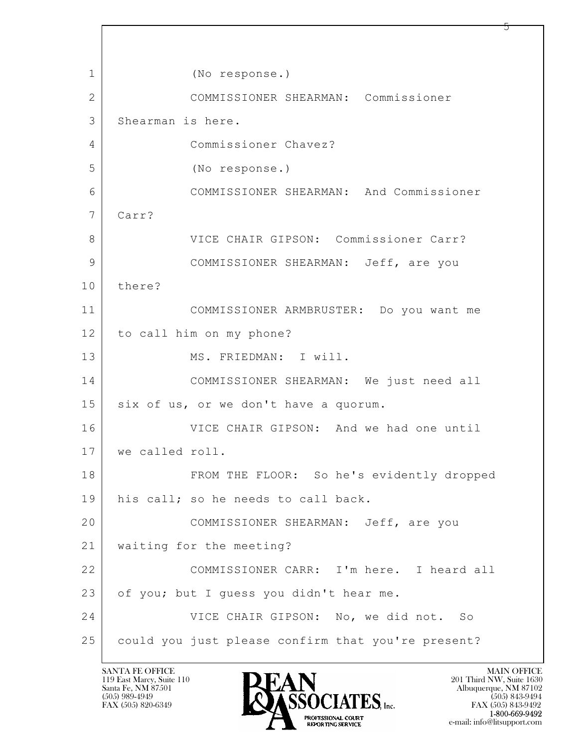(No response.)

COMMISSIONER SHEARMAN: Commissioner Shearman is here.

Commissioner Chavez?

(No response.)

COMMISSIONER SHEARMAN: And Commissioner Carr?

VICE CHAIR GIPSON: Commissioner Carr?

COMMISSIONER SHEARMAN: Jeff, are you there?

COMMISSIONER ARMBRUSTER: Do you want me to call him on my phone?

MS. FRIEDMAN: I will.

COMMISSIONER SHEARMAN: We just need all six of us, or we don't have a quorum.

VICE CHAIR GIPSON: And we had one until we called roll.

FROM THE FLOOR: So he's evidently dropped his call; so he needs to call back.

COMMISSIONER SHEARMAN: Jeff, are you waiting for the meeting?

COMMISSIONER CARR: I'm here. I heard all of you; but I guess you didn't hear me.

VICE CHAIR GIPSON: No, we did not. So could you just please confirm that you're present?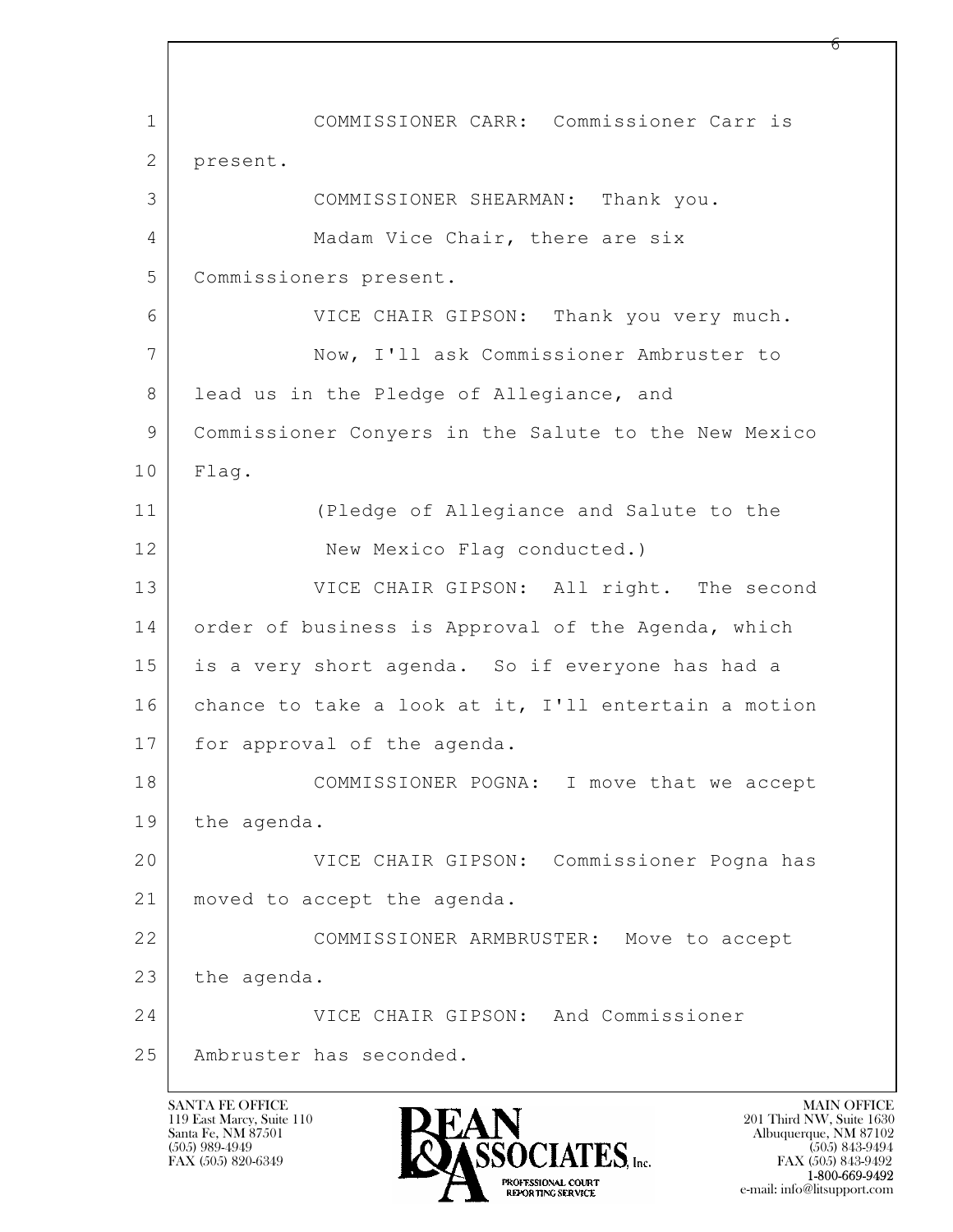COMMISSIONER CARR: Commissioner Carr is present.

COMMISSIONER SHEARMAN: Thank you.

Madam Vice Chair, there are six Commissioners present.

VICE CHAIR GIPSON: Thank you very much.

Now, I'll ask Commissioner Ambruster to lead us in the Pledge of Allegiance, and Commissioner Conyers in the Salute to the New Mexico Flag.

(Pledge of Allegiance and Salute to the New Mexico Flag conducted.)

VICE CHAIR GIPSON: All right. The second order of business is Approval of the Agenda, which is a very short agenda. So if everyone has had a chance to take a look at it, I'll entertain a motion for approval of the agenda.

COMMISSIONER POGNA: I move that we accept the agenda.

VICE CHAIR GIPSON: Commissioner Pogna has moved to accept the agenda.

COMMISSIONER ARMBRUSTER: Move to accept the agenda.

VICE CHAIR GIPSON: And Commissioner Ambruster has seconded.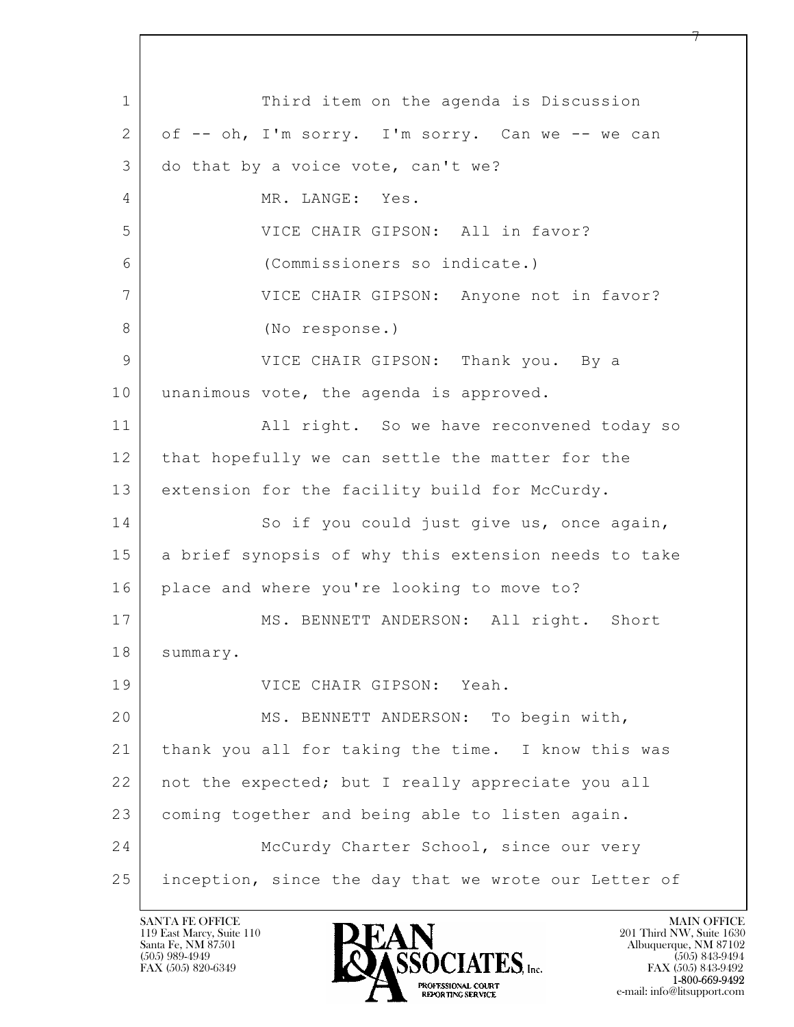Third item on the agenda is Discussion of -- oh, I'm sorry. I'm sorry. Can we -- we can do that by a voice vote, can't we?

MR. LANGE: Yes.

VICE CHAIR GIPSON: All in favor?

(Commissioners so indicate.)

VICE CHAIR GIPSON: Anyone not in favor?

(No response.)

VICE CHAIR GIPSON: Thank you. By a unanimous vote, the agenda is approved.

All right. So we have reconvened today so that hopefully we can settle the matter for the extension for the facility build for McCurdy.

So if you could just give us, once again, a brief synopsis of why this extension needs to take place and where you're looking to move to?

MS. BENNETT ANDERSON: All right. Short summary.

VICE CHAIR GIPSON: Yeah.

MS. BENNETT ANDERSON: To begin with, thank you all for taking the time. I know this was not the expected; but I really appreciate you all coming together and being able to listen again.

McCurdy Charter School, since our very inception, since the day that we wrote our Letter of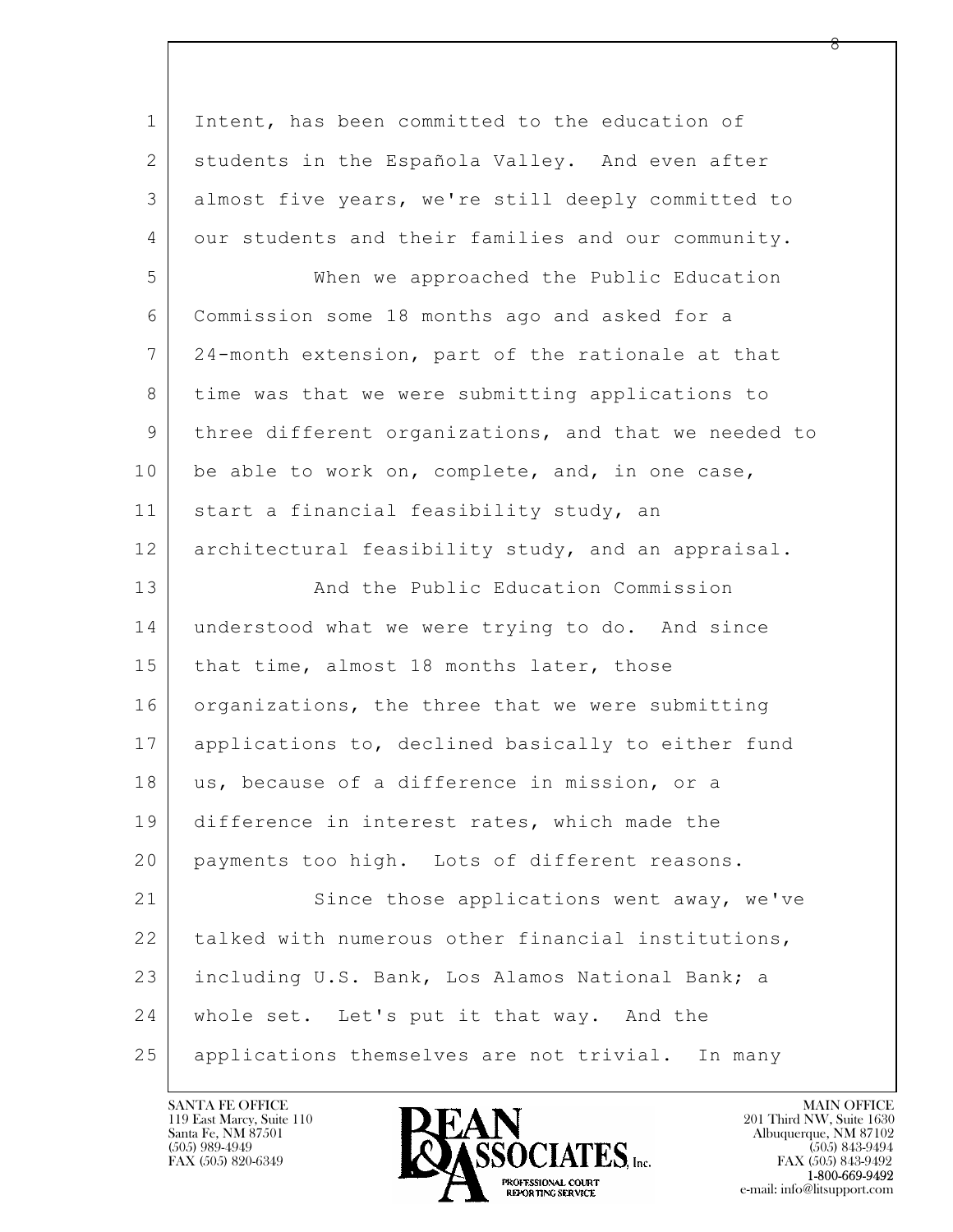Intent, has been committed to the education of students in the Española Valley. And even after almost five years, we're still deeply committed to our students and their families and our community.

When we approached the Public Education Commission some 18 months ago and asked for a 24-month extension, part of the rationale at that time was that we were submitting applications to three different organizations, and that we needed to be able to work on, complete, and, in one case, start a financial feasibility study, an architectural feasibility study, and an appraisal.

And the Public Education Commission understood what we were trying to do. And since that time, almost 18 months later, those organizations, the three that we were submitting applications to, declined basically to either fund us, because of a difference in mission, or a difference in interest rates, which made the payments too high. Lots of different reasons.

Since those applications went away, we've talked with numerous other financial institutions, including U.S. Bank, Los Alamos National Bank; a whole set. Let's put it that way. And the applications themselves are not trivial. In many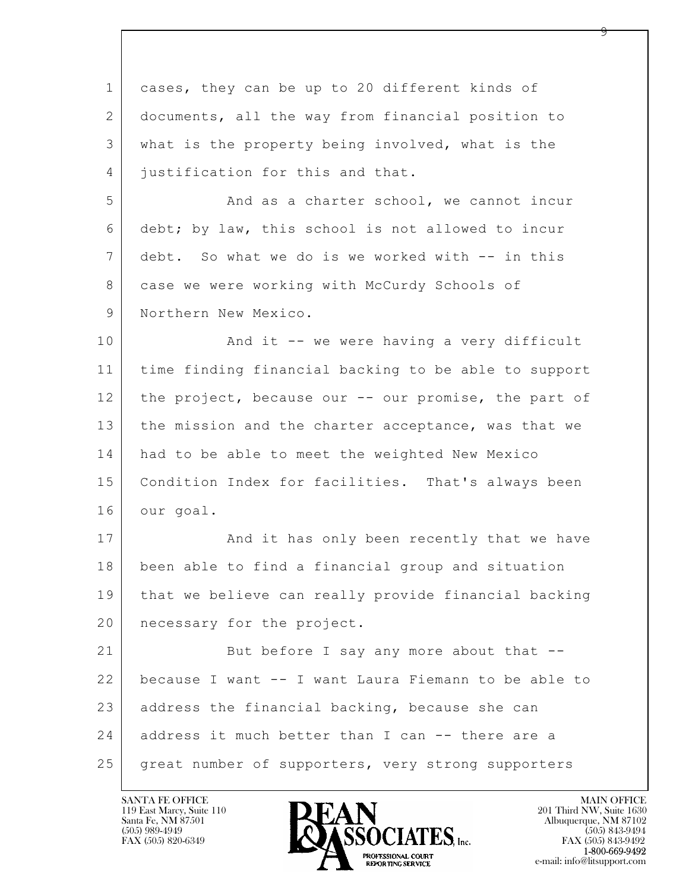cases, they can be up to 20 different kinds of documents, all the way from financial position to what is the property being involved, what is the justification for this and that.

And as a charter school, we cannot incur debt; by law, this school is not allowed to incur debt. So what we do is we worked with -- in this case we were working with McCurdy Schools of Northern New Mexico.

And it -- we were having a very difficult time finding financial backing to be able to support the project, because our -- our promise, the part of the mission and the charter acceptance, was that we had to be able to meet the weighted New Mexico Condition Index for facilities. That's always been our goal.

And it has only been recently that we have been able to find a financial group and situation that we believe can really provide financial backing necessary for the project.

But before I say any more about that -- because I want -- I want Laura Fiemann to be able to address the financial backing, because she can address it much better than I can -- there are a great number of supporters, very strong supporters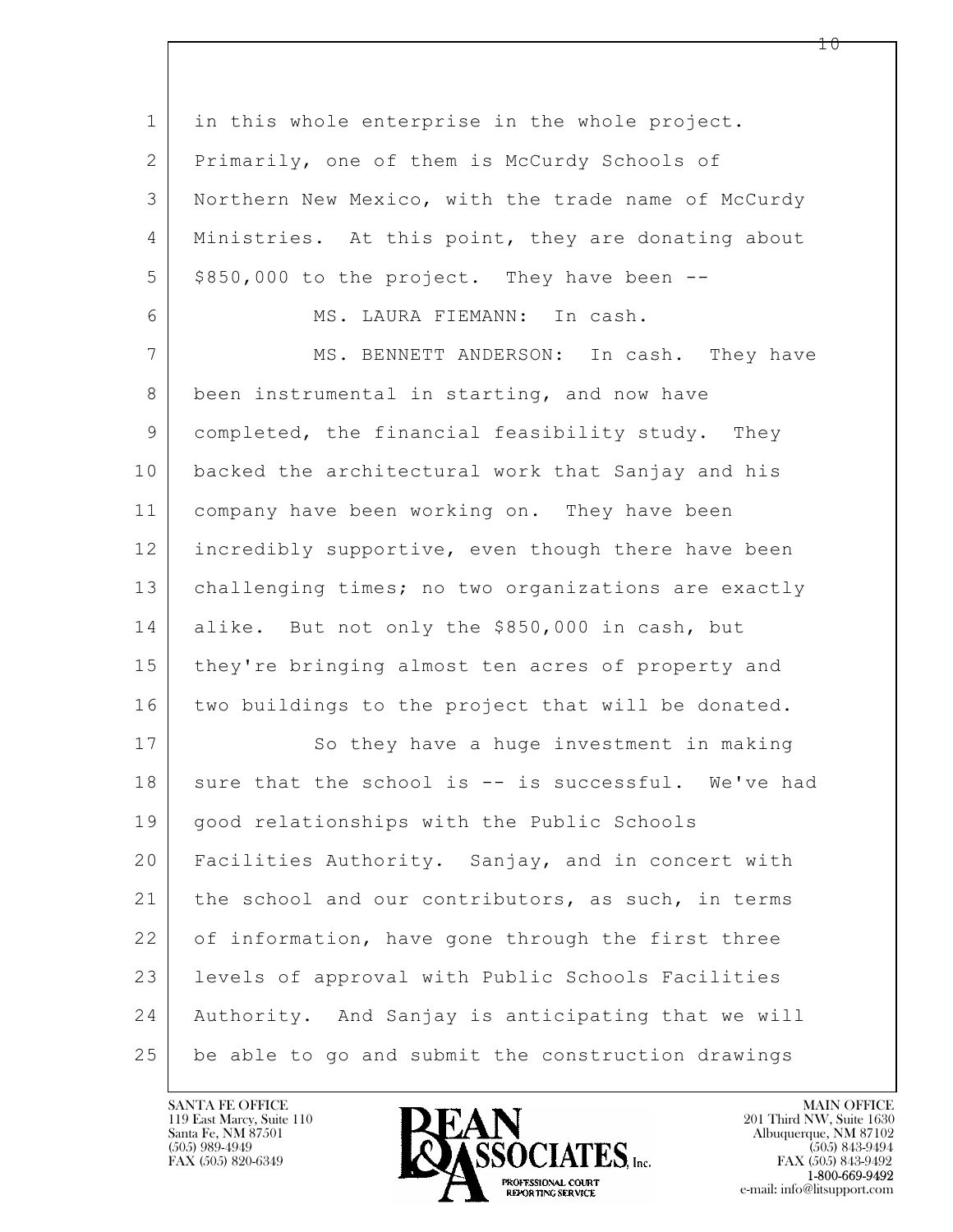in this whole enterprise in the whole project. Primarily, one of them is McCurdy Schools of Northern New Mexico, with the trade name of McCurdy Ministries. At this point, they are donating about $850,000 to the project. They have been --

MS. LAURA FIEMANN: In cash.

MS. BENNETT ANDERSON: In cash. They have been instrumental in starting, and now have completed, the financial feasibility study. They backed the architectural work that Sanjay and his company have been working on. They have been incredibly supportive, even though there have been challenging times; no two organizations are exactly alike. But not only the $850,000 in cash, but they're bringing almost ten acres of property and two buildings to the project that will be donated.

So they have a huge investment in making sure that the school is -- is successful. We've had good relationships with the Public Schools Facilities Authority. Sanjay, and in concert with the school and our contributors, as such, in terms of information, have gone through the first three levels of approval with Public Schools Facilities Authority. And Sanjay is anticipating that we will be able to go and submit the construction drawings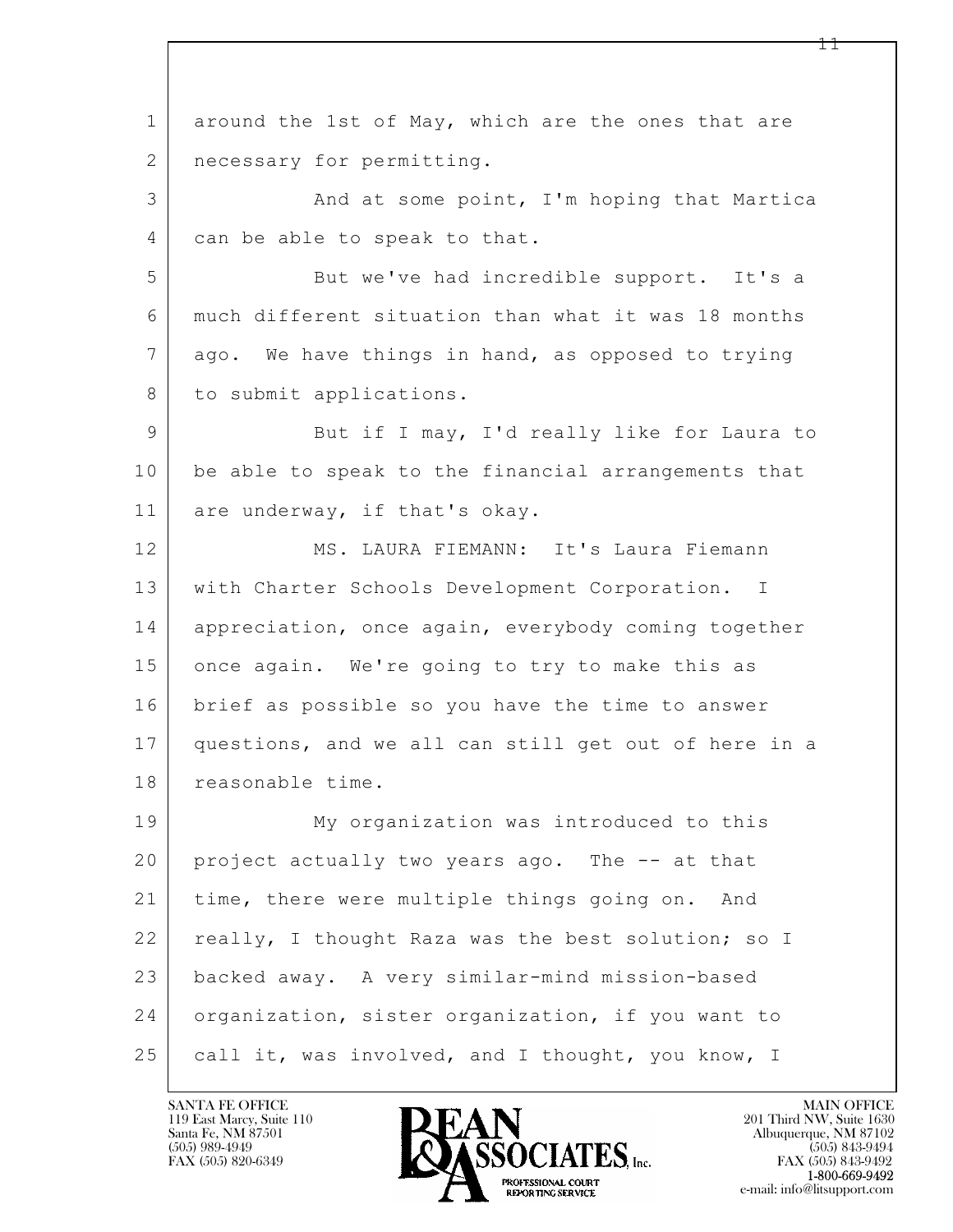around the 1st of May, which are the ones that are necessary for permitting.

And at some point, I'm hoping that Martica can be able to speak to that.

But we've had incredible support. It's a much different situation than what it was 18 months ago. We have things in hand, as opposed to trying to submit applications.

But if I may, I'd really like for Laura to be able to speak to the financial arrangements that are underway, if that's okay.

MS. LAURA FIEMANN: It's Laura Fiemann with Charter Schools Development Corporation. I appreciation, once again, everybody coming together once again. We're going to try to make this as brief as possible so you have the time to answer questions, and we all can still get out of here in a reasonable time.

My organization was introduced to this project actually two years ago. The -- at that time, there were multiple things going on. And really, I thought Raza was the best solution; so I backed away. A very similar-mind mission-based organization, sister organization, if you want to call it, was involved, and I thought, you know, I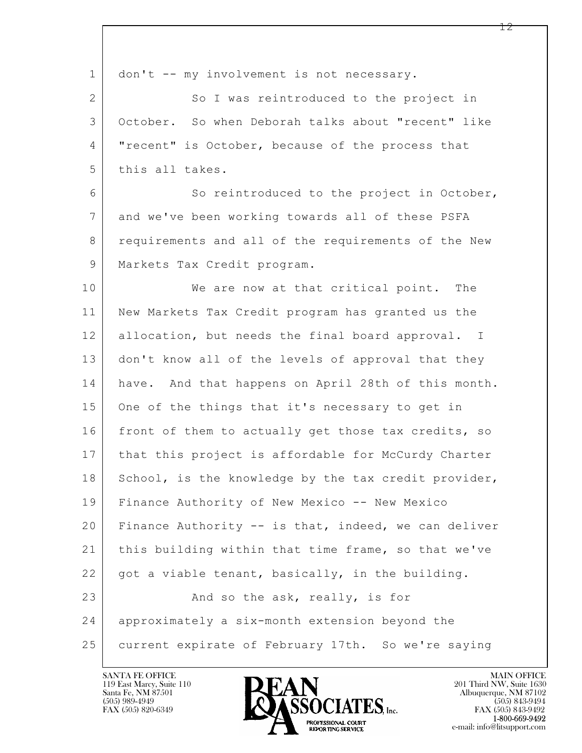don't -- my involvement is not necessary.

So I was reintroduced to the project in October. So when Deborah talks about "recent" like "recent" is October, because of the process that this all takes.

So reintroduced to the project in October, and we've been working towards all of these PSFA requirements and all of the requirements of the New Markets Tax Credit program.

We are now at that critical point. The New Markets Tax Credit program has granted us the allocation, but needs the final board approval. I don't know all of the levels of approval that they have. And that happens on April 28th of this month. One of the things that it's necessary to get in front of them to actually get those tax credits, so that this project is affordable for McCurdy Charter School, is the knowledge by the tax credit provider, Finance Authority of New Mexico -- New Mexico Finance Authority -- is that, indeed, we can deliver this building within that time frame, so that we've got a viable tenant, basically, in the building.

And so the ask, really, is for approximately a six-month extension beyond the current expirate of February 17th. So we're saying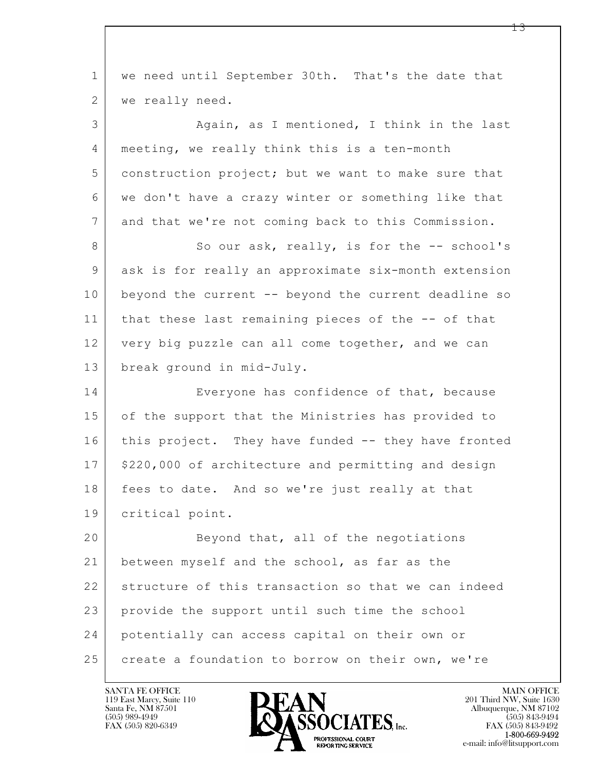we need until September 30th. That's the date that we really need.

Again, as I mentioned, I think in the last meeting, we really think this is a ten-month construction project; but we want to make sure that we don't have a crazy winter or something like that and that we're not coming back to this Commission.

So our ask, really, is for the -- school's ask is for really an approximate six-month extension beyond the current -- beyond the current deadline so that these last remaining pieces of the -- of that very big puzzle can all come together, and we can break ground in mid-July.

Everyone has confidence of that, because of the support that the Ministries has provided to this project. They have funded -- they have fronted $220,000 of architecture and permitting and design fees to date. And so we're just really at that critical point.

Beyond that, all of the negotiations between myself and the school, as far as the structure of this transaction so that we can indeed provide the support until such time the school potentially can access capital on their own or create a foundation to borrow on their own, we're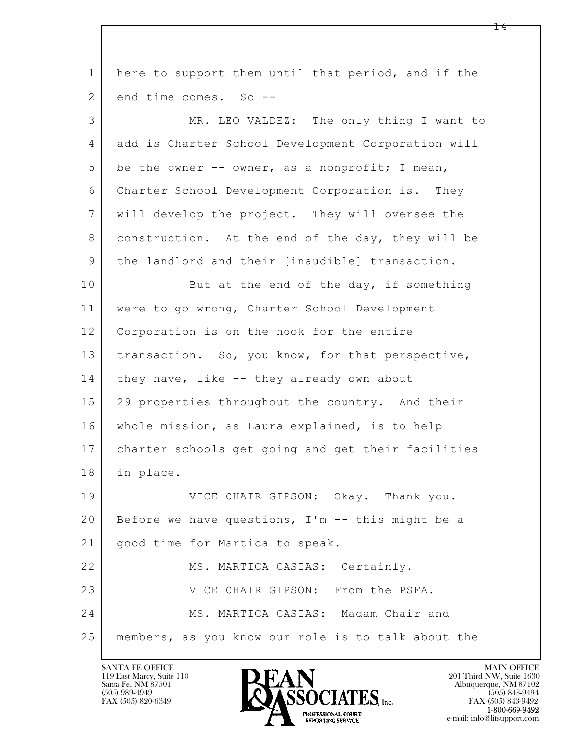here to support them until that period, and if the end time comes. So --

MR. LEO VALDEZ: The only thing I want to add is Charter School Development Corporation will be the owner -- owner, as a nonprofit; I mean, Charter School Development Corporation is. They will develop the project. They will oversee the construction. At the end of the day, they will be the landlord and their [inaudible] transaction.

But at the end of the day, if something were to go wrong, Charter School Development Corporation is on the hook for the entire transaction. So, you know, for that perspective, they have, like -- they already own about 29 properties throughout the country. And their whole mission, as Laura explained, is to help charter schools get going and get their facilities in place.

VICE CHAIR GIPSON: Okay. Thank you. Before we have questions, I'm -- this might be a good time for Martica to speak.

MS. MARTICA CASIAS: Certainly.

VICE CHAIR GIPSON: From the PSFA.

MS. MARTICA CASIAS: Madam Chair and members, as you know our role is to talk about the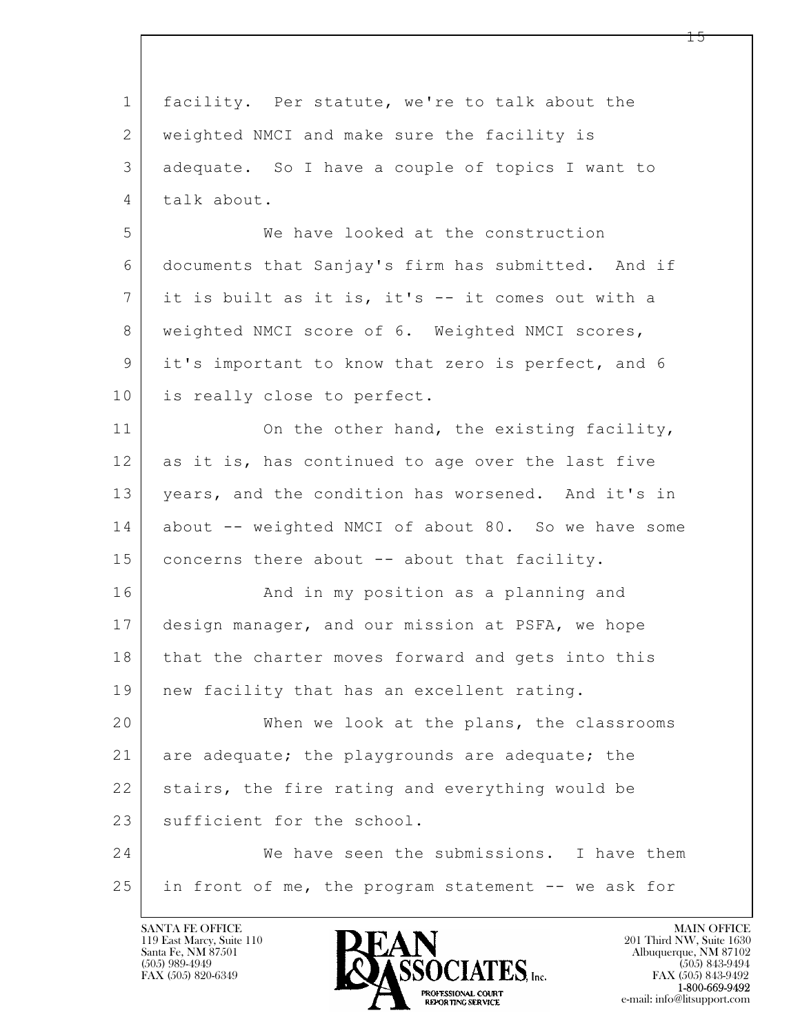facility. Per statute, we're to talk about the weighted NMCI and make sure the facility is adequate. So I have a couple of topics I want to talk about.

We have looked at the construction documents that Sanjay's firm has submitted. And if it is built as it is, it's -- it comes out with a weighted NMCI score of 6. Weighted NMCI scores, it's important to know that zero is perfect, and 6 is really close to perfect.

On the other hand, the existing facility, as it is, has continued to age over the last five years, and the condition has worsened. And it's in about -- weighted NMCI of about 80. So we have some concerns there about -- about that facility.

And in my position as a planning and design manager, and our mission at PSFA, we hope that the charter moves forward and gets into this new facility that has an excellent rating.

When we look at the plans, the classrooms are adequate; the playgrounds are adequate; the stairs, the fire rating and everything would be sufficient for the school.

We have seen the submissions. I have them in front of me, the program statement -- we ask for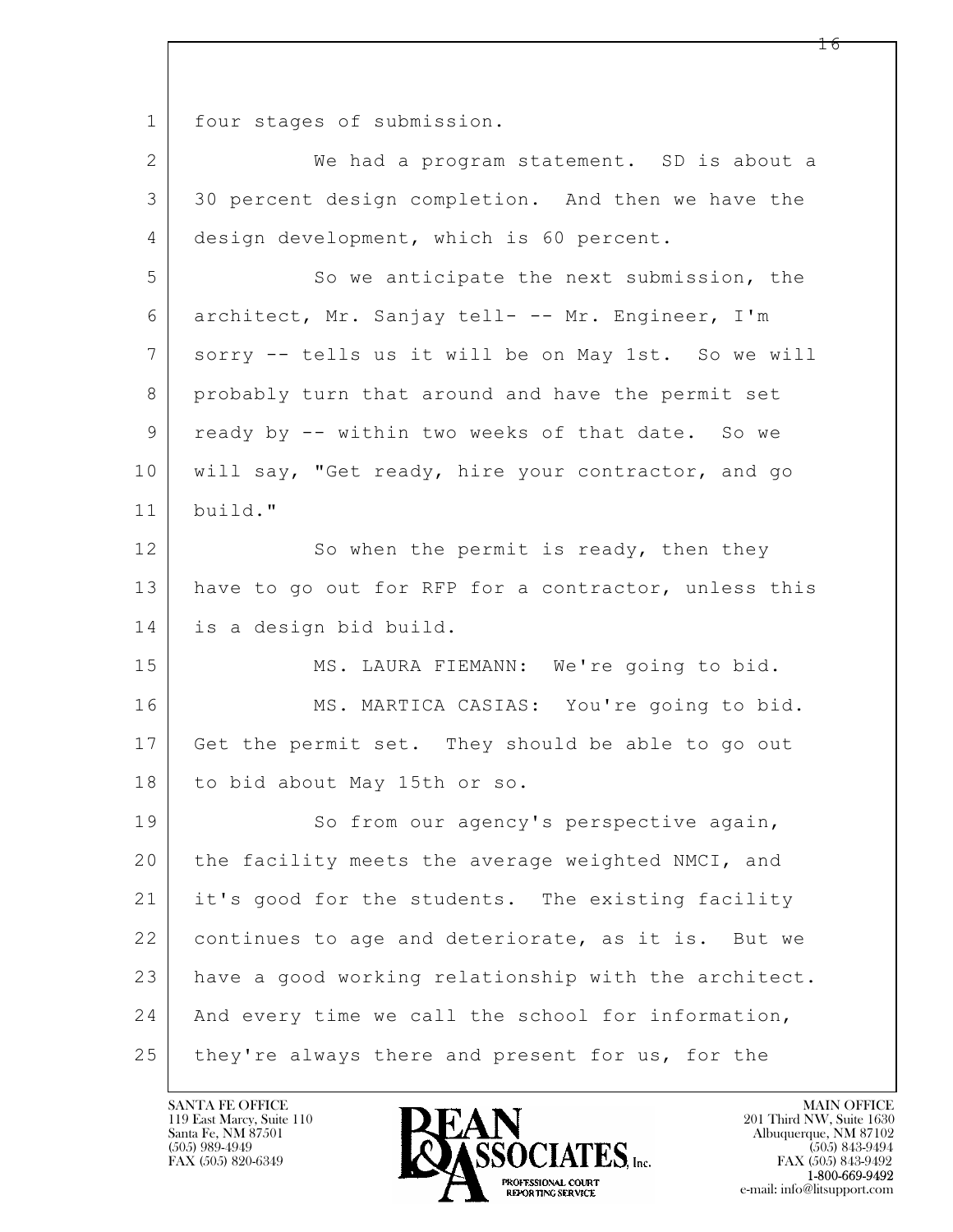four stages of submission.

We had a program statement. SD is about a 30 percent design completion. And then we have the design development, which is 60 percent.

So we anticipate the next submission, the architect, Mr. Sanjay tell- -- Mr. Engineer, I'm sorry -- tells us it will be on May 1st. So we will probably turn that around and have the permit set ready by -- within two weeks of that date. So we will say, "Get ready, hire your contractor, and go build."

So when the permit is ready, then they have to go out for RFP for a contractor, unless this is a design bid build.

MS. LAURA FIEMANN: We're going to bid.

MS. MARTICA CASIAS: You're going to bid. Get the permit set. They should be able to go out to bid about May 15th or so.

So from our agency's perspective again, the facility meets the average weighted NMCI, and it's good for the students. The existing facility continues to age and deteriorate, as it is. But we have a good working relationship with the architect. And every time we call the school for information, they're always there and present for us, for the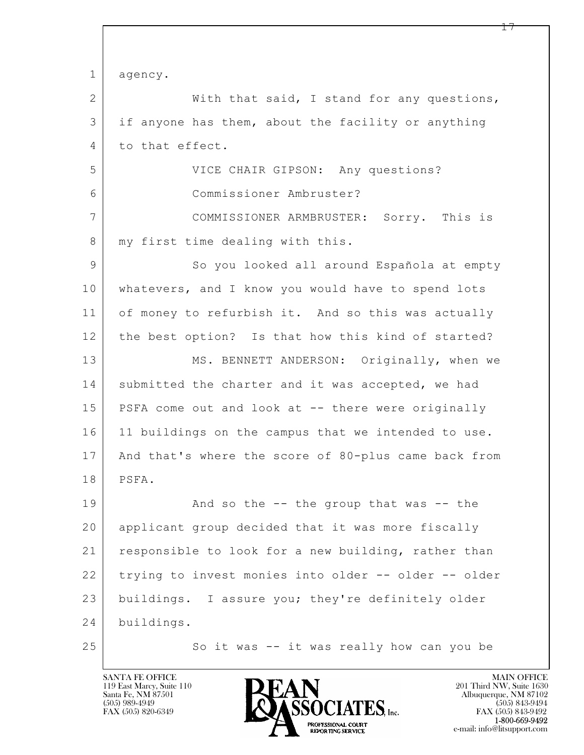agency.

With that said, I stand for any questions, if anyone has them, about the facility or anything to that effect.

VICE CHAIR GIPSON: Any questions?

Commissioner Ambruster?

COMMISSIONER ARMBRUSTER: Sorry. This is my first time dealing with this.

So you looked all around Española at empty whatevers, and I know you would have to spend lots of money to refurbish it. And so this was actually the best option? Is that how this kind of started?

MS. BENNETT ANDERSON: Originally, when we submitted the charter and it was accepted, we had PSFA come out and look at -- there were originally 11 buildings on the campus that we intended to use. And that's where the score of 80-plus came back from PSFA.

And so the -- the group that was -- the applicant group decided that it was more fiscally responsible to look for a new building, rather than trying to invest monies into older -- older -- older buildings. I assure you; they're definitely older buildings.

So it was -- it was really how can you be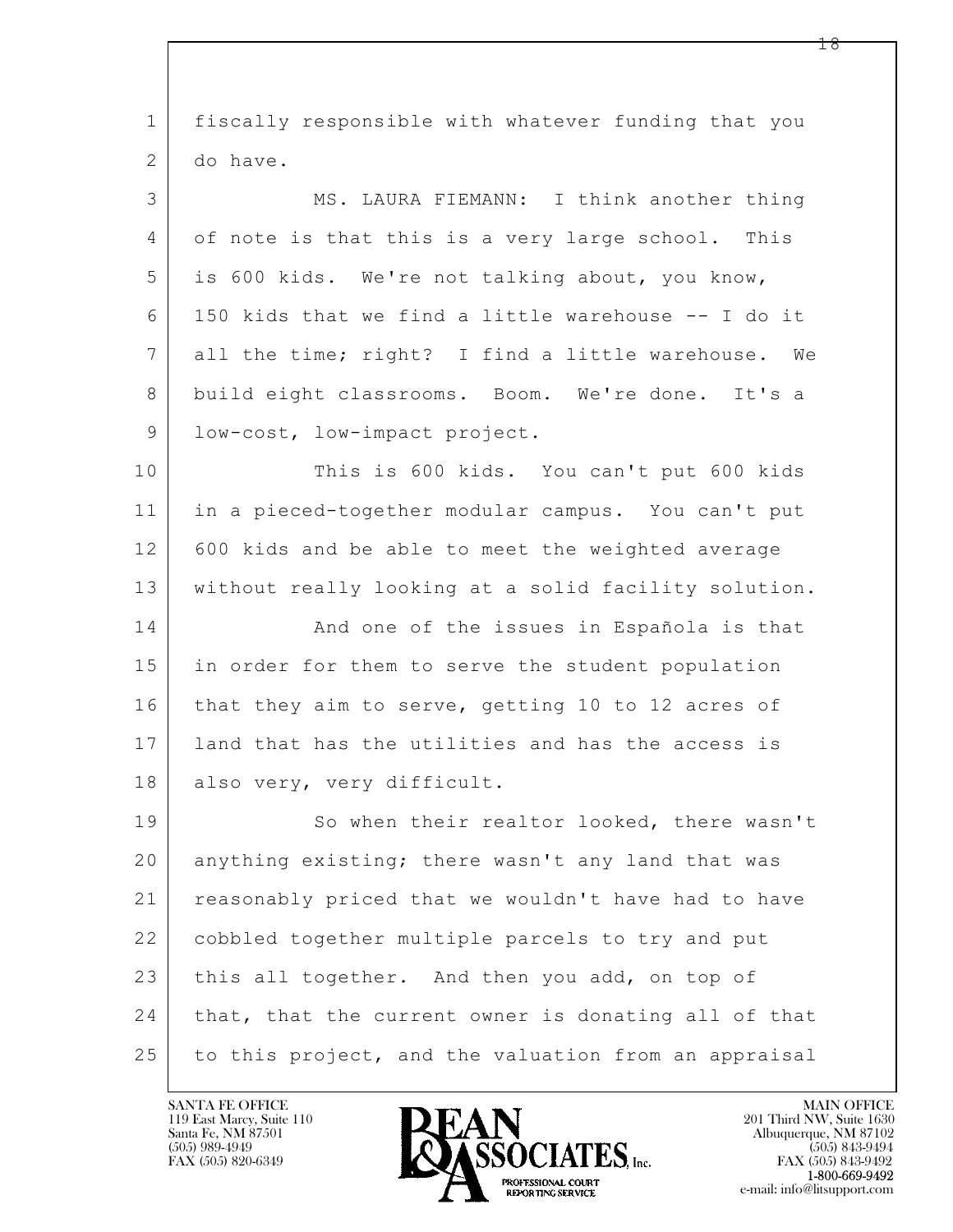fiscally responsible with whatever funding that you do have.

MS. LAURA FIEMANN: I think another thing of note is that this is a very large school. This is 600 kids. We're not talking about, you know, 150 kids that we find a little warehouse -- I do it all the time; right? I find a little warehouse. We build eight classrooms. Boom. We're done. It's a low-cost, low-impact project.

This is 600 kids. You can't put 600 kids in a pieced-together modular campus. You can't put 600 kids and be able to meet the weighted average without really looking at a solid facility solution.

And one of the issues in Española is that in order for them to serve the student population that they aim to serve, getting 10 to 12 acres of land that has the utilities and has the access is also very, very difficult.

So when their realtor looked, there wasn't anything existing; there wasn't any land that was reasonably priced that we wouldn't have had to have cobbled together multiple parcels to try and put this all together. And then you add, on top of that, that the current owner is donating all of that to this project, and the valuation from an appraisal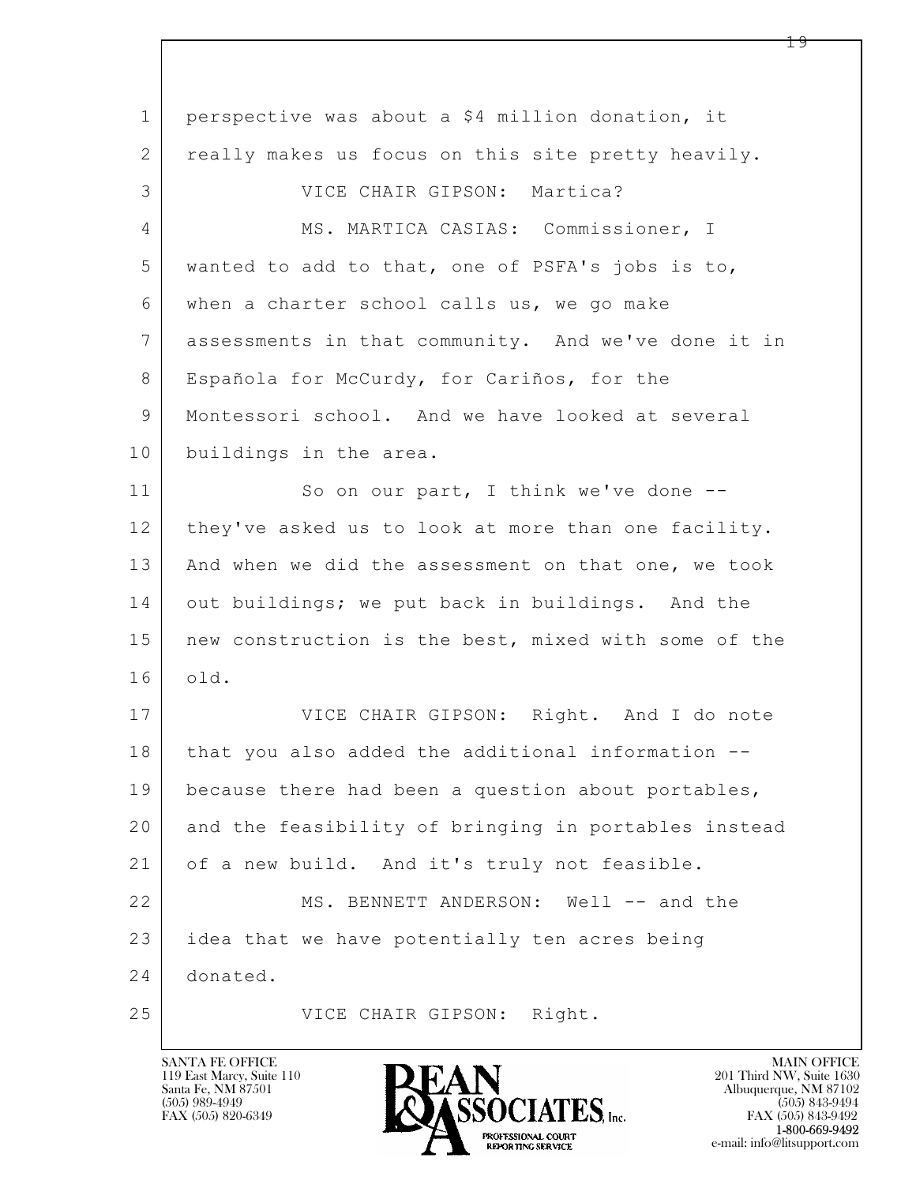1 perspective was about a $4 million donation, it
2 really makes us focus on this site pretty heavily.
3 VICE CHAIR GIPSON: Martica?
4 MS. MARTICA CASIAS: Commissioner, I
5 wanted to add to that, one of PSFA's jobs is to,
6 when a charter school calls us, we go make
7 assessments in that community. And we've done it in
8 Española for McCurdy, for Cariños, for the
9 Montessori school. And we have looked at several
10 buildings in the area.
11 So on our part, I think we've done --
12 they've asked us to look at more than one facility.
13 And when we did the assessment on that one, we took
14 out buildings; we put back in buildings. And the
15 new construction is the best, mixed with some of the
16 old.
17 VICE CHAIR GIPSON: Right. And I do note
18 that you also added the additional information --
19 because there had been a question about portables,
20 and the feasibility of bringing in portables instead
21 of a new build. And it's truly not feasible.
22 MS. BENNETT ANDERSON: Well -- and the
23 idea that we have potentially ten acres being
24 donated.
25 VICE CHAIR GIPSON: Right.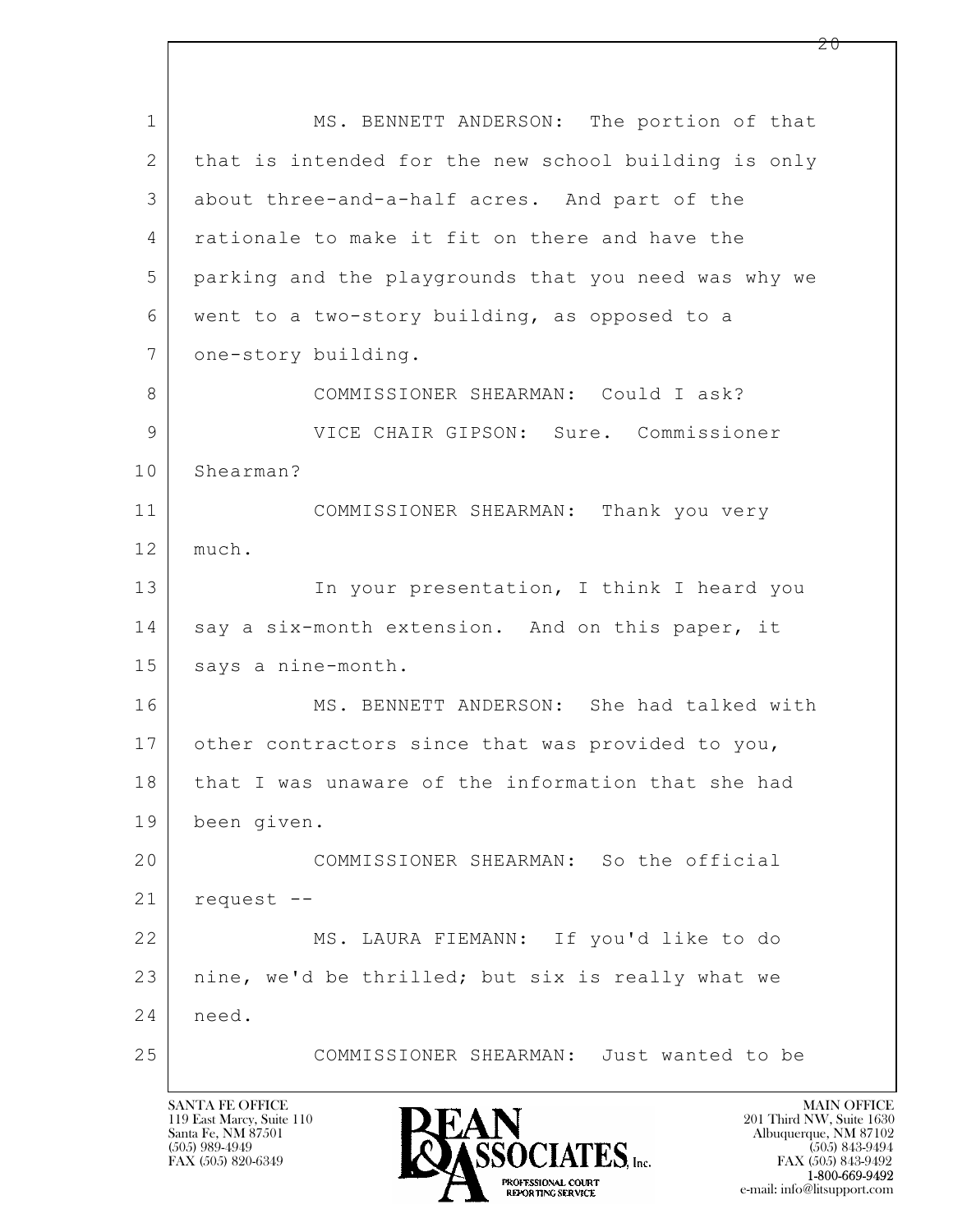1 MS. BENNETT ANDERSON: The portion of that
2 that is intended for the new school building is only
3 about three-and-a-half acres. And part of the
4 rationale to make it fit on there and have the
5 parking and the playgrounds that you need was why we
6 went to a two-story building, as opposed to a
7 one-story building.
8 COMMISSIONER SHEARMAN: Could I ask?
9 VICE CHAIR GIPSON: Sure. Commissioner
10 Shearman?
11 COMMISSIONER SHEARMAN: Thank you very
12 much.
13 In your presentation, I think I heard you
14 say a six-month extension. And on this paper, it
15 says a nine-month.
16 MS. BENNETT ANDERSON: She had talked with
17 other contractors since that was provided to you,
18 that I was unaware of the information that she had
19 been given.
20 COMMISSIONER SHEARMAN: So the official
21 request --
22 MS. LAURA FIEMANN: If you'd like to do
23 nine, we'd be thrilled; but six is really what we
24 need.
25 COMMISSIONER SHEARMAN: Just wanted to be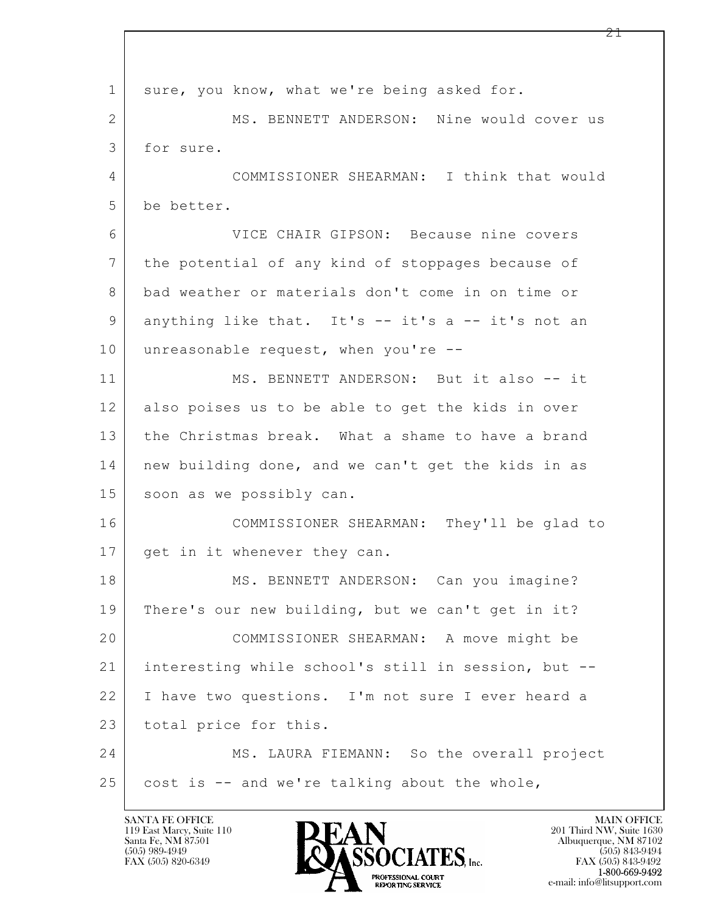sure, you know, what we're being asked for.

MS. BENNETT ANDERSON: Nine would cover us for sure.

COMMISSIONER SHEARMAN: I think that would be better.

VICE CHAIR GIPSON: Because nine covers the potential of any kind of stoppages because of bad weather or materials don't come in on time or anything like that. It's -- it's a -- it's not an unreasonable request, when you're --

MS. BENNETT ANDERSON: But it also -- it also poises us to be able to get the kids in over the Christmas break. What a shame to have a brand new building done, and we can't get the kids in as soon as we possibly can.

COMMISSIONER SHEARMAN: They'll be glad to get in it whenever they can.

MS. BENNETT ANDERSON: Can you imagine? There's our new building, but we can't get in it?

COMMISSIONER SHEARMAN: A move might be interesting while school's still in session, but -- I have two questions. I'm not sure I ever heard a total price for this.

MS. LAURA FIEMANN: So the overall project cost is -- and we're talking about the whole,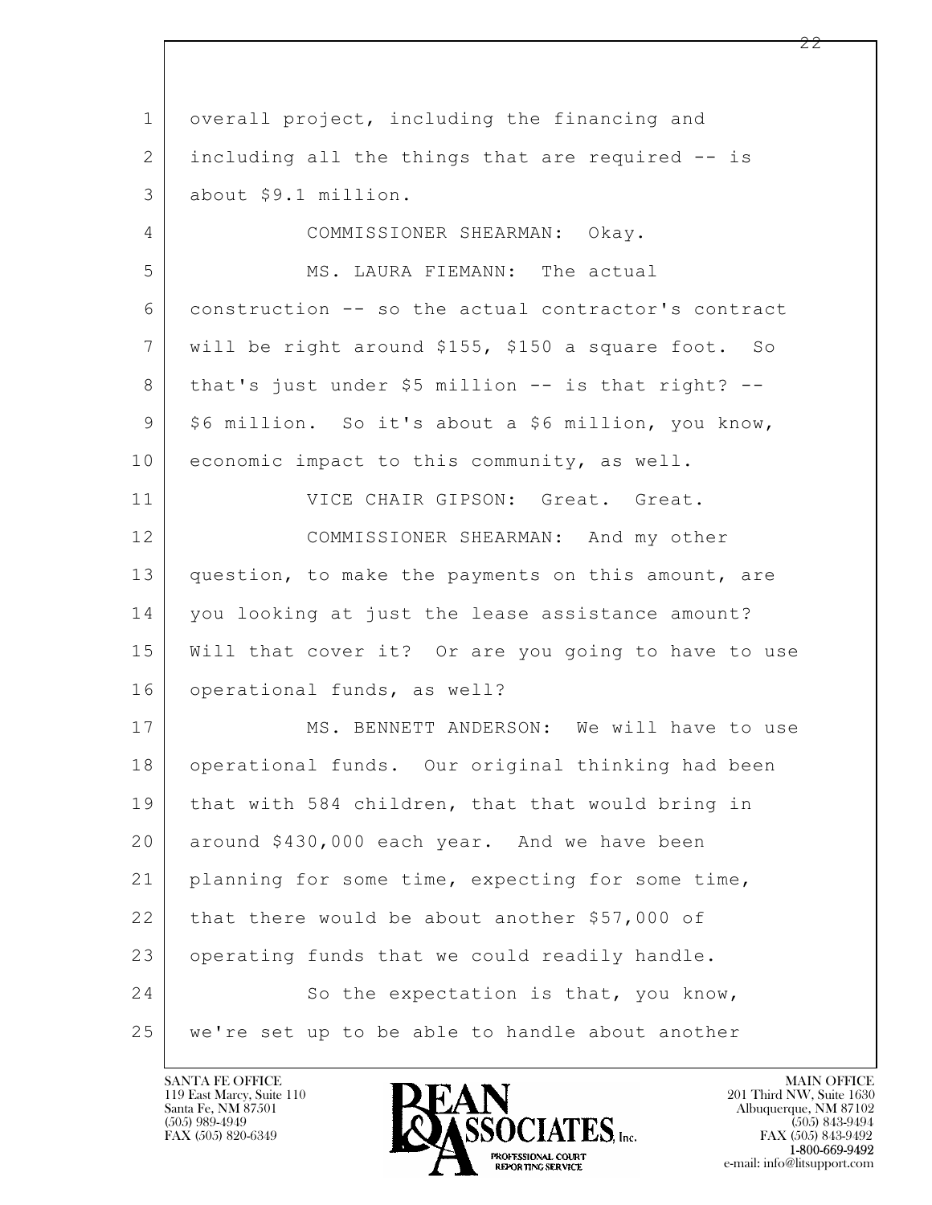overall project, including the financing and including all the things that are required -- is about $9.1 million.

COMMISSIONER SHEARMAN: Okay.

MS. LAURA FIEMANN: The actual construction -- so the actual contractor's contract will be right around $155, $150 a square foot. So that's just under $5 million -- is that right? -- $6 million. So it's about a $6 million, you know, economic impact to this community, as well.

VICE CHAIR GIPSON: Great. Great.

COMMISSIONER SHEARMAN: And my other question, to make the payments on this amount, are you looking at just the lease assistance amount? Will that cover it? Or are you going to have to use operational funds, as well?

MS. BENNETT ANDERSON: We will have to use operational funds. Our original thinking had been that with 584 children, that that would bring in around $430,000 each year. And we have been planning for some time, expecting for some time, that there would be about another $57,000 of operating funds that we could readily handle.

So the expectation is that, you know, we're set up to be able to handle about another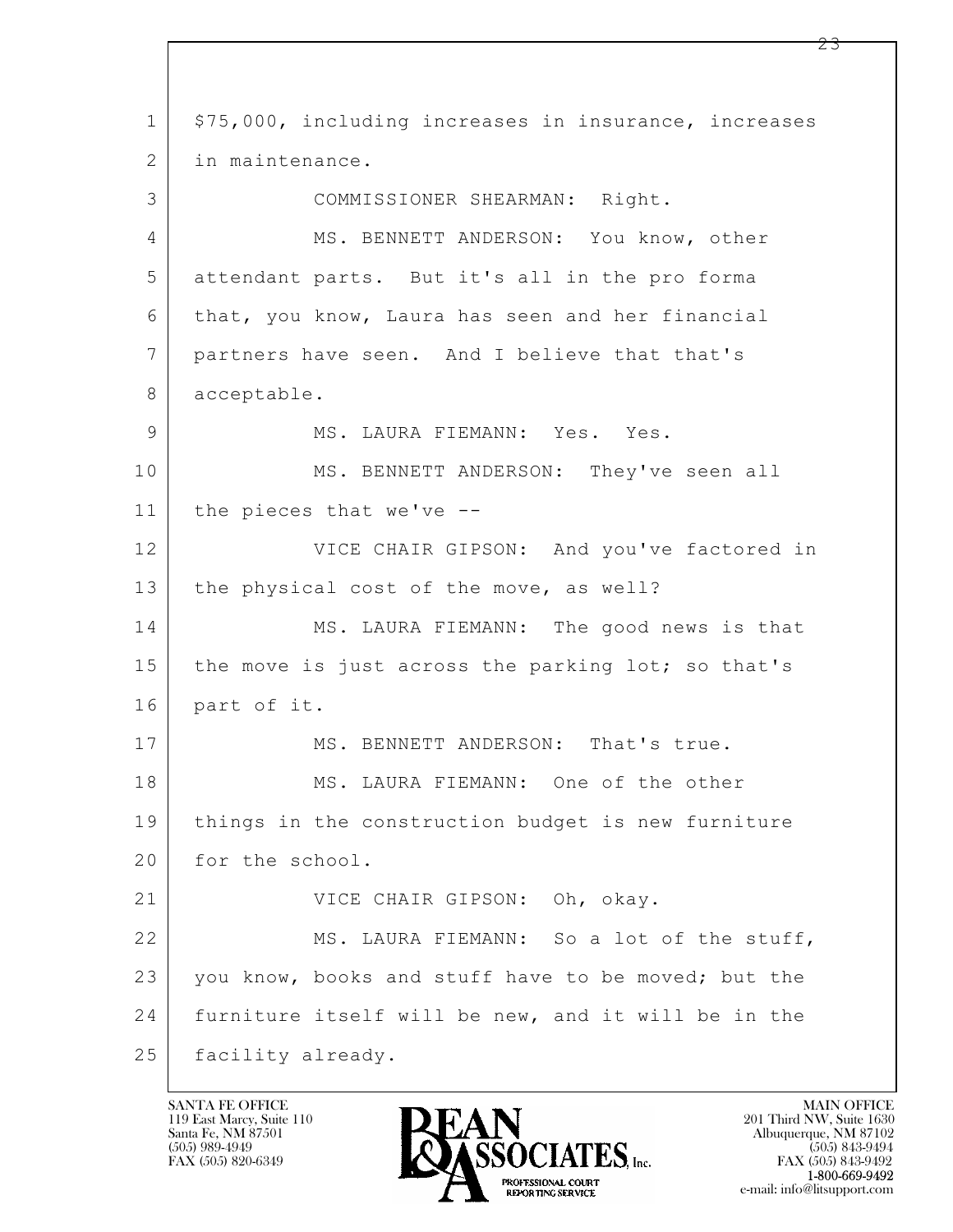$75,000, including increases in insurance, increases in maintenance.

COMMISSIONER SHEARMAN: Right.

MS. BENNETT ANDERSON: You know, other attendant parts. But it's all in the pro forma that, you know, Laura has seen and her financial partners have seen. And I believe that that's acceptable.

MS. LAURA FIEMANN: Yes. Yes.

MS. BENNETT ANDERSON: They've seen all the pieces that we've --

VICE CHAIR GIPSON: And you've factored in the physical cost of the move, as well?

MS. LAURA FIEMANN: The good news is that the move is just across the parking lot; so that's part of it.

MS. BENNETT ANDERSON: That's true.

MS. LAURA FIEMANN: One of the other things in the construction budget is new furniture for the school.

VICE CHAIR GIPSON: Oh, okay.

MS. LAURA FIEMANN: So a lot of the stuff, you know, books and stuff have to be moved; but the furniture itself will be new, and it will be in the facility already.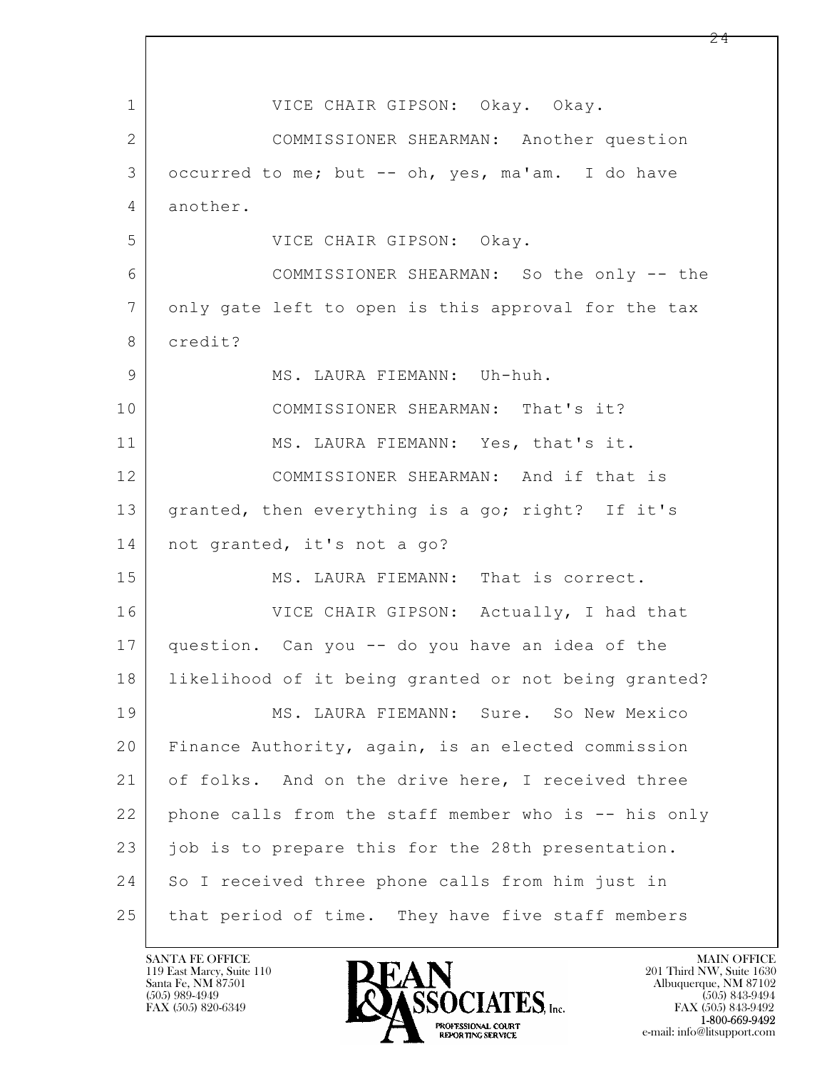VICE CHAIR GIPSON: Okay. Okay.

COMMISSIONER SHEARMAN: Another question occurred to me; but -- oh, yes, ma'am. I do have another.

VICE CHAIR GIPSON: Okay.

COMMISSIONER SHEARMAN: So the only -- the only gate left to open is this approval for the tax credit?

MS. LAURA FIEMANN: Uh-huh.

COMMISSIONER SHEARMAN: That's it?

MS. LAURA FIEMANN: Yes, that's it.

COMMISSIONER SHEARMAN: And if that is granted, then everything is a go; right? If it's not granted, it's not a go?

MS. LAURA FIEMANN: That is correct.

VICE CHAIR GIPSON: Actually, I had that question. Can you -- do you have an idea of the likelihood of it being granted or not being granted?

MS. LAURA FIEMANN: Sure. So New Mexico Finance Authority, again, is an elected commission of folks. And on the drive here, I received three phone calls from the staff member who is -- his only job is to prepare this for the 28th presentation. So I received three phone calls from him just in that period of time. They have five staff members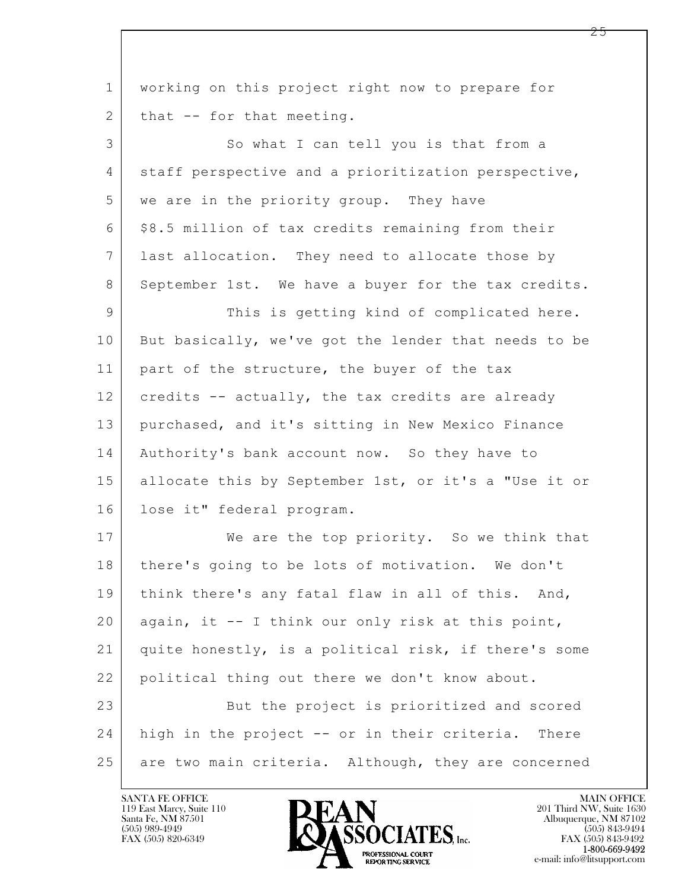working on this project right now to prepare for that -- for that meeting.

So what I can tell you is that from a staff perspective and a prioritization perspective, we are in the priority group. They have $8.5 million of tax credits remaining from their last allocation. They need to allocate those by September 1st. We have a buyer for the tax credits.

This is getting kind of complicated here. But basically, we've got the lender that needs to be part of the structure, the buyer of the tax credits -- actually, the tax credits are already purchased, and it's sitting in New Mexico Finance Authority's bank account now. So they have to allocate this by September 1st, or it's a "Use it or lose it" federal program.

We are the top priority. So we think that there's going to be lots of motivation. We don't think there's any fatal flaw in all of this. And, again, it -- I think our only risk at this point, quite honestly, is a political risk, if there's some political thing out there we don't know about.

But the project is prioritized and scored high in the project -- or in their criteria. There are two main criteria. Although, they are concerned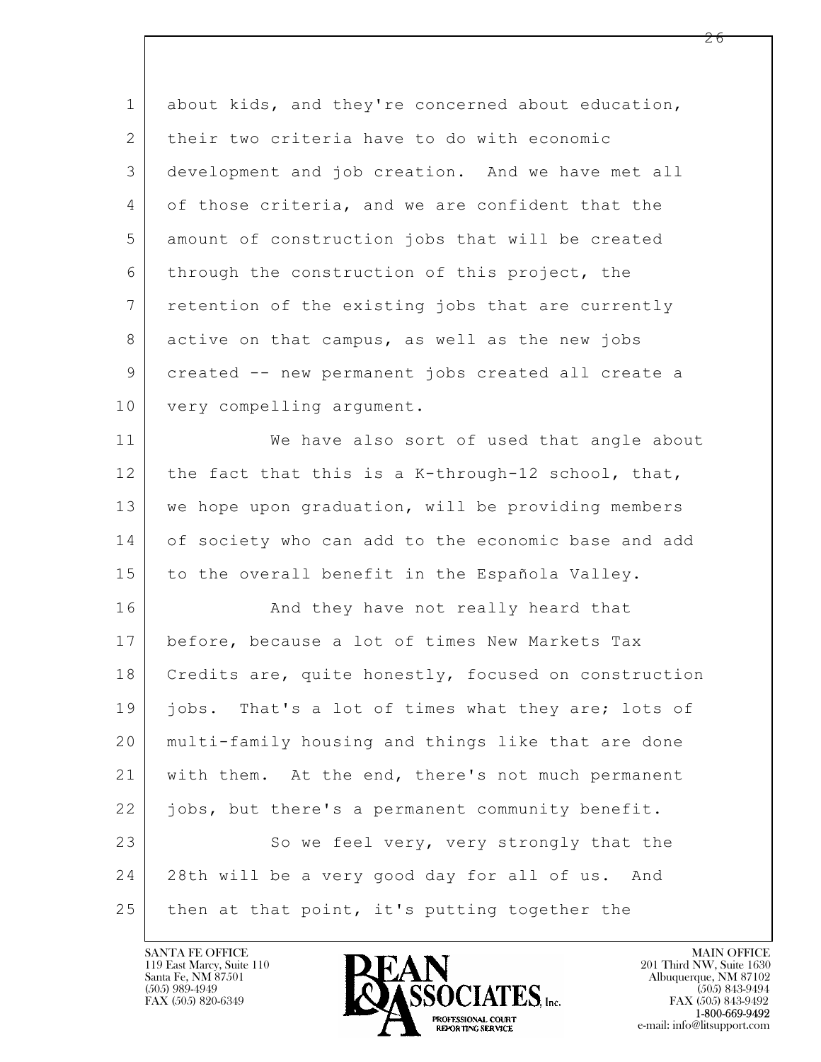about kids, and they're concerned about education, their two criteria have to do with economic development and job creation. And we have met all of those criteria, and we are confident that the amount of construction jobs that will be created through the construction of this project, the retention of the existing jobs that are currently active on that campus, as well as the new jobs created -- new permanent jobs created all create a very compelling argument.

We have also sort of used that angle about the fact that this is a K-through-12 school, that, we hope upon graduation, will be providing members of society who can add to the economic base and add to the overall benefit in the Española Valley.

And they have not really heard that before, because a lot of times New Markets Tax Credits are, quite honestly, focused on construction jobs. That's a lot of times what they are; lots of multi-family housing and things like that are done with them. At the end, there's not much permanent jobs, but there's a permanent community benefit.

So we feel very, very strongly that the 28th will be a very good day for all of us. And then at that point, it's putting together the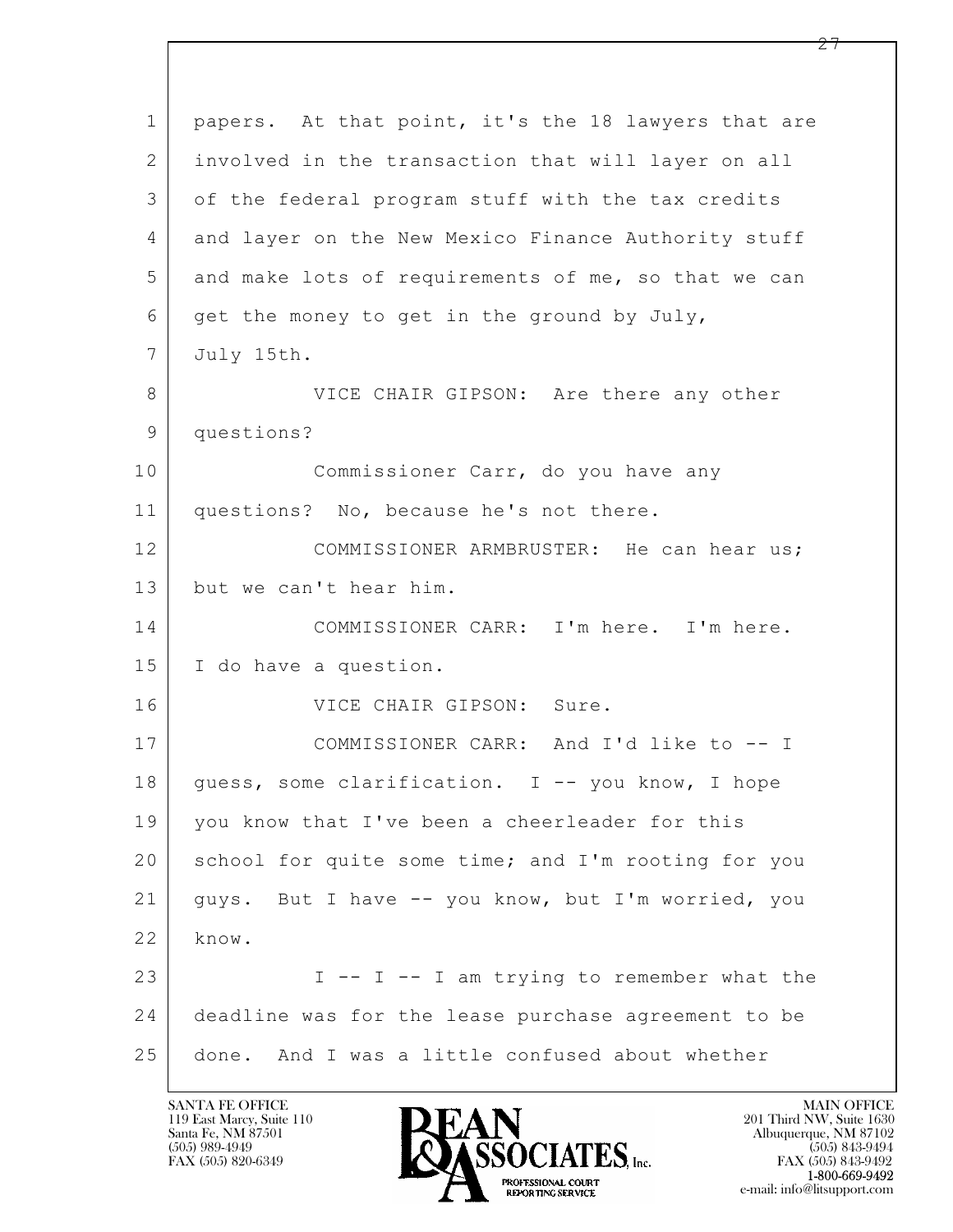papers. At that point, it's the 18 lawyers that are involved in the transaction that will layer on all of the federal program stuff with the tax credits and layer on the New Mexico Finance Authority stuff and make lots of requirements of me, so that we can get the money to get in the ground by July, July 15th.

VICE CHAIR GIPSON: Are there any other questions?

Commissioner Carr, do you have any questions? No, because he's not there.

COMMISSIONER ARMBRUSTER: He can hear us; but we can't hear him.

COMMISSIONER CARR: I'm here. I'm here. I do have a question.

VICE CHAIR GIPSON: Sure.

COMMISSIONER CARR: And I'd like to -- I guess, some clarification. I -- you know, I hope you know that I've been a cheerleader for this school for quite some time; and I'm rooting for you guys. But I have -- you know, but I'm worried, you know.

I -- I -- I am trying to remember what the deadline was for the lease purchase agreement to be done. And I was a little confused about whether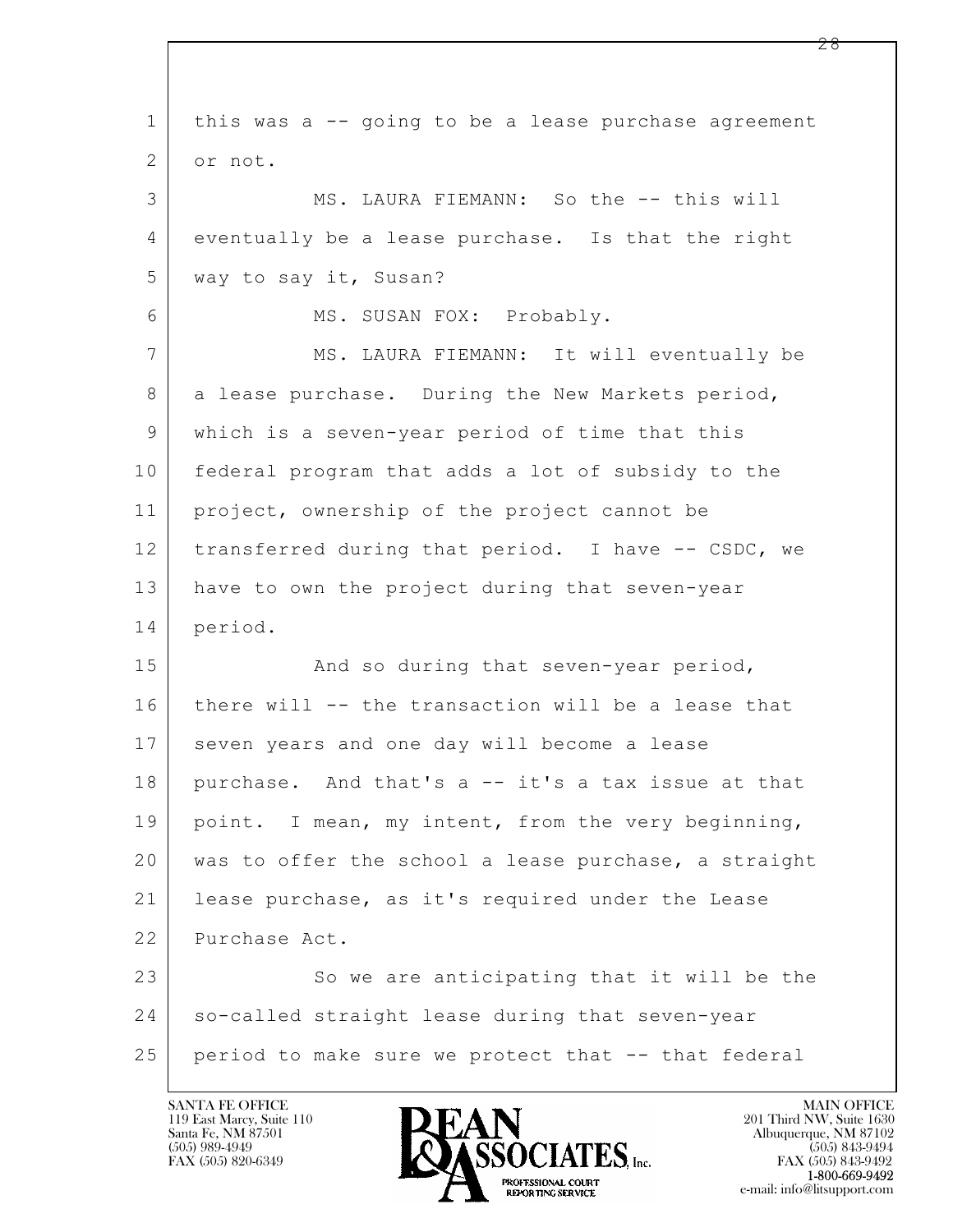this was a -- going to be a lease purchase agreement or not.

MS. LAURA FIEMANN: So the -- this will eventually be a lease purchase. Is that the right way to say it, Susan?

MS. SUSAN FOX: Probably.

MS. LAURA FIEMANN: It will eventually be a lease purchase. During the New Markets period, which is a seven-year period of time that this federal program that adds a lot of subsidy to the project, ownership of the project cannot be transferred during that period. I have -- CSDC, we have to own the project during that seven-year period.

And so during that seven-year period, there will -- the transaction will be a lease that seven years and one day will become a lease purchase. And that's a -- it's a tax issue at that point. I mean, my intent, from the very beginning, was to offer the school a lease purchase, a straight lease purchase, as it's required under the Lease Purchase Act.

So we are anticipating that it will be the so-called straight lease during that seven-year period to make sure we protect that -- that federal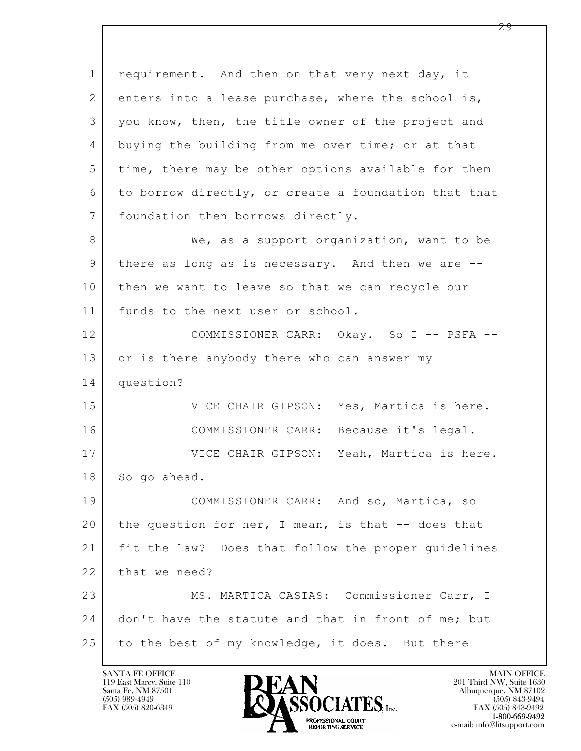1 requirement. And then on that very next day, it
2 enters into a lease purchase, where the school is,
3 you know, then, the title owner of the project and
4 buying the building from me over time; or at that
5 time, there may be other options available for them
6 to borrow directly, or create a foundation that that
7 foundation then borrows directly.

8 We, as a support organization, want to be
9 there as long as is necessary. And then we are --
10 then we want to leave so that we can recycle our
11 funds to the next user or school.

12 COMMISSIONER CARR: Okay. So I -- PSFA --
13 or is there anybody there who can answer my
14 question?

15 VICE CHAIR GIPSON: Yes, Martica is here.

16 COMMISSIONER CARR: Because it's legal.

17 VICE CHAIR GIPSON: Yeah, Martica is here.
18 So go ahead.

19 COMMISSIONER CARR: And so, Martica, so
20 the question for her, I mean, is that -- does that
21 fit the law? Does that follow the proper guidelines
22 that we need?

23 MS. MARTICA CASIAS: Commissioner Carr, I
24 don't have the statute and that in front of me; but
25 to the best of my knowledge, it does. But there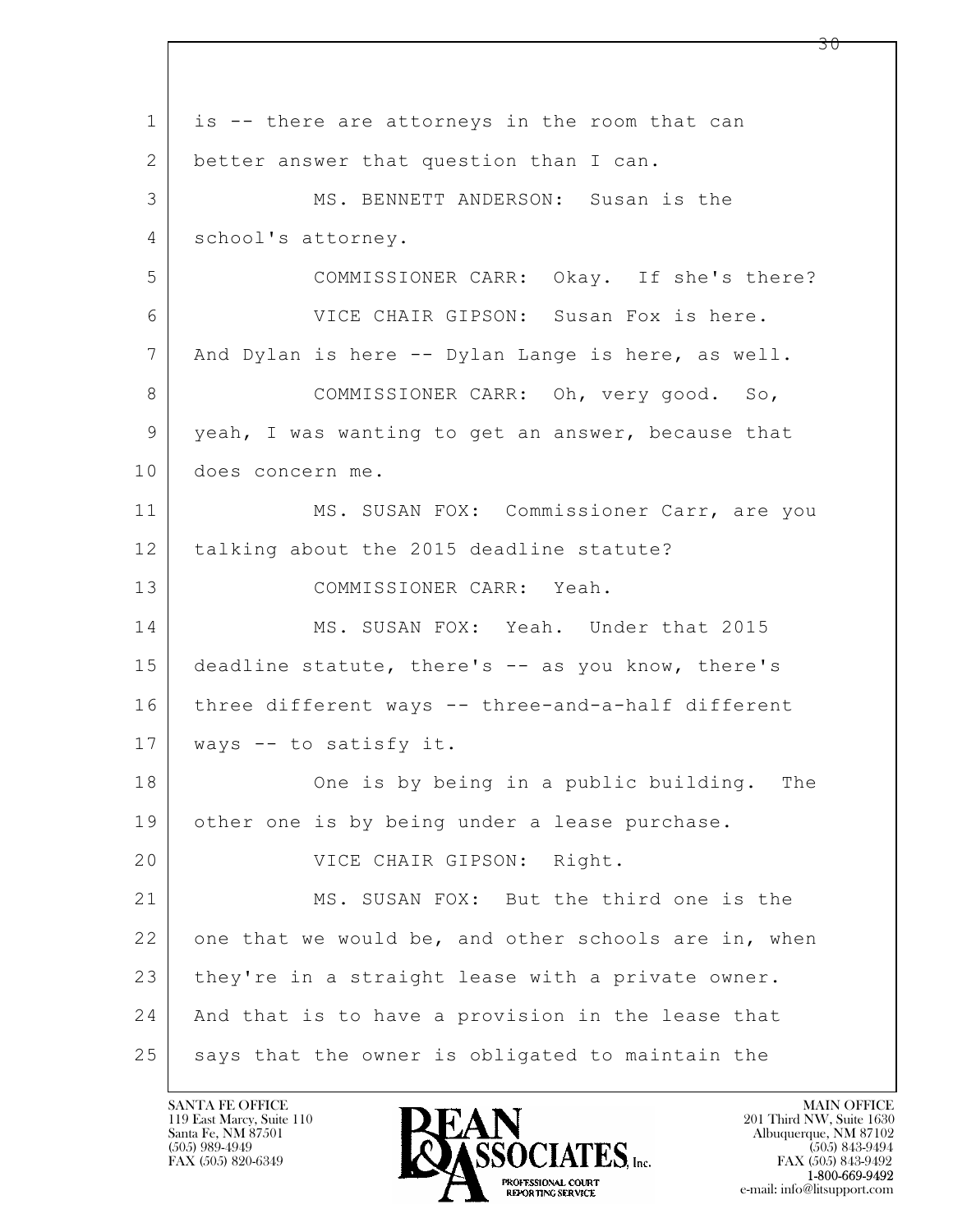is -- there are attorneys in the room that can better answer that question than I can.

MS. BENNETT ANDERSON: Susan is the school's attorney.

COMMISSIONER CARR: Okay. If she's there?

VICE CHAIR GIPSON: Susan Fox is here. And Dylan is here -- Dylan Lange is here, as well.

COMMISSIONER CARR: Oh, very good. So, yeah, I was wanting to get an answer, because that does concern me.

MS. SUSAN FOX: Commissioner Carr, are you talking about the 2015 deadline statute?

COMMISSIONER CARR: Yeah.

MS. SUSAN FOX: Yeah. Under that 2015 deadline statute, there's -- as you know, there's three different ways -- three-and-a-half different ways -- to satisfy it.

One is by being in a public building. The other one is by being under a lease purchase.

VICE CHAIR GIPSON: Right.

MS. SUSAN FOX: But the third one is the one that we would be, and other schools are in, when they're in a straight lease with a private owner. And that is to have a provision in the lease that says that the owner is obligated to maintain the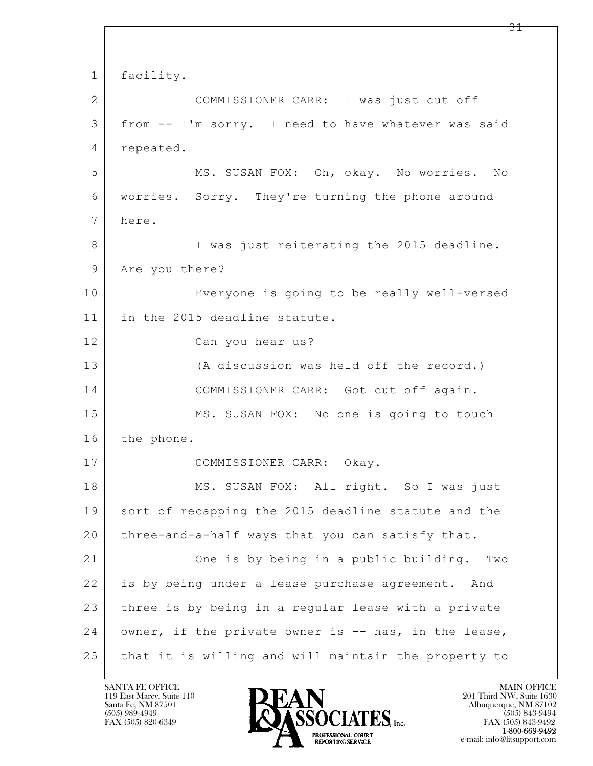1 facility.

2 COMMISSIONER CARR: I was just cut off

3 from -- I'm sorry. I need to have whatever was said

4 repeated.

5 MS. SUSAN FOX: Oh, okay. No worries. No

6 worries. Sorry. They're turning the phone around

7 here.

8 I was just reiterating the 2015 deadline.

9 Are you there?

10 Everyone is going to be really well-versed

11 in the 2015 deadline statute.

12 Can you hear us?

13 (A discussion was held off the record.)

14 COMMISSIONER CARR: Got cut off again.

15 MS. SUSAN FOX: No one is going to touch

16 the phone.

17 COMMISSIONER CARR: Okay.

18 MS. SUSAN FOX: All right. So I was just

19 sort of recapping the 2015 deadline statute and the

20 three-and-a-half ways that you can satisfy that.

21 One is by being in a public building. Two

22 is by being under a lease purchase agreement. And

23 three is by being in a regular lease with a private

24 owner, if the private owner is -- has, in the lease,

25 that it is willing and will maintain the property to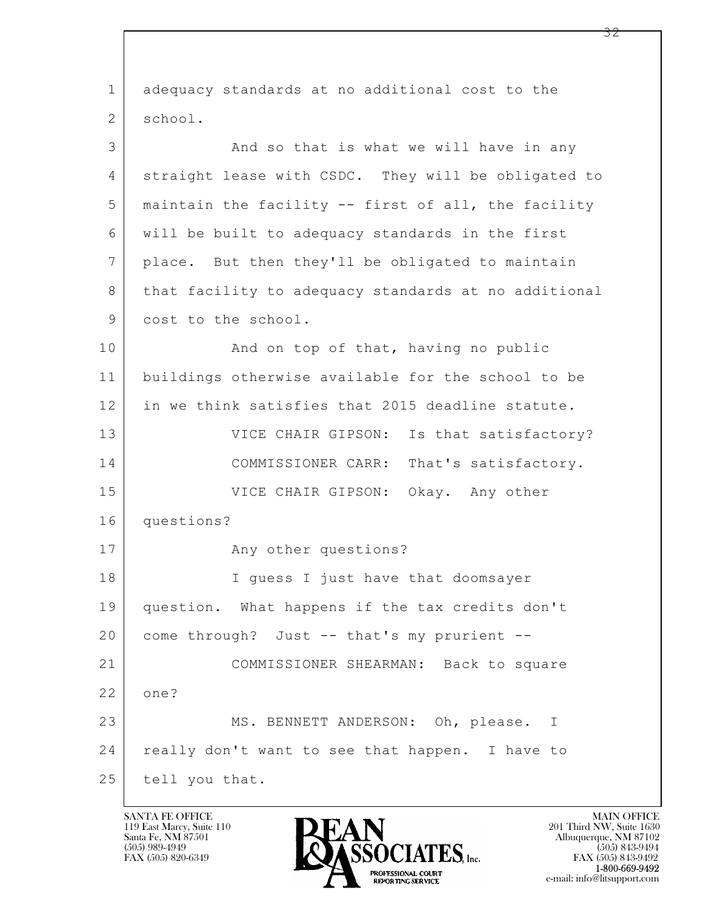1 adequacy standards at no additional cost to the
2 school.

3 And so that is what we will have in any
4 straight lease with CSDC. They will be obligated to
5 maintain the facility -- first of all, the facility
6 will be built to adequacy standards in the first
7 place. But then they'll be obligated to maintain
8 that facility to adequacy standards at no additional
9 cost to the school.

10 And on top of that, having no public
11 buildings otherwise available for the school to be
12 in we think satisfies that 2015 deadline statute.

13 VICE CHAIR GIPSON: Is that satisfactory?

14 COMMISSIONER CARR: That's satisfactory.

15 VICE CHAIR GIPSON: Okay. Any other
16 questions?

17 Any other questions?

18 I guess I just have that doomsayer
19 question. What happens if the tax credits don't
20 come through? Just -- that's my prurient --

21 COMMISSIONER SHEARMAN: Back to square
22 one?

23 MS. BENNETT ANDERSON: Oh, please. I
24 really don't want to see that happen. I have to
25 tell you that.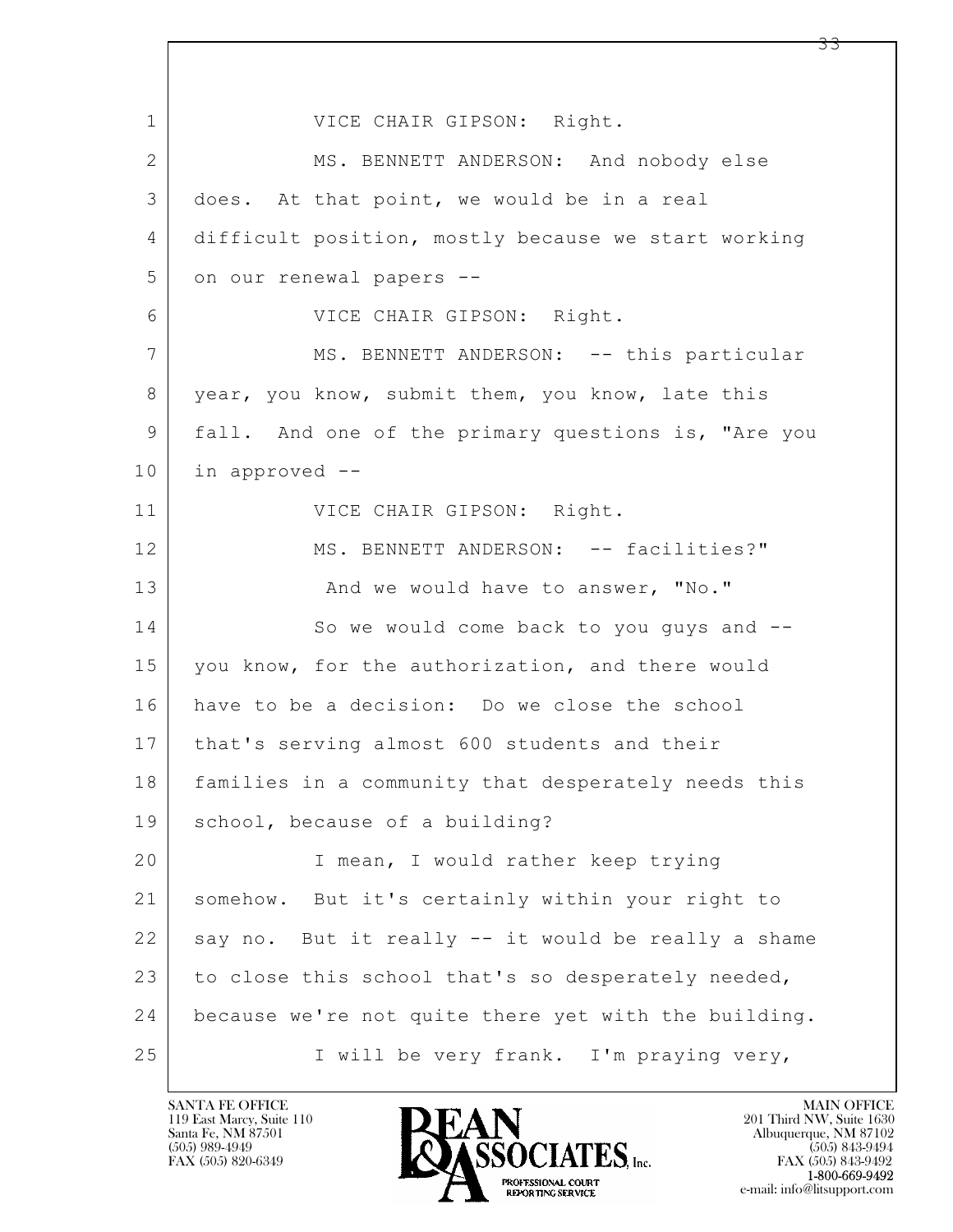VICE CHAIR GIPSON: Right.

MS. BENNETT ANDERSON: And nobody else does. At that point, we would be in a real difficult position, mostly because we start working on our renewal papers --

VICE CHAIR GIPSON: Right.

MS. BENNETT ANDERSON: -- this particular year, you know, submit them, you know, late this fall. And one of the primary questions is, "Are you in approved --

VICE CHAIR GIPSON: Right.

MS. BENNETT ANDERSON: -- facilities?"

And we would have to answer, "No."

So we would come back to you guys and -- you know, for the authorization, and there would have to be a decision: Do we close the school that's serving almost 600 students and their families in a community that desperately needs this school, because of a building?

I mean, I would rather keep trying somehow. But it's certainly within your right to say no. But it really -- it would be really a shame to close this school that's so desperately needed, because we're not quite there yet with the building.

I will be very frank. I'm praying very,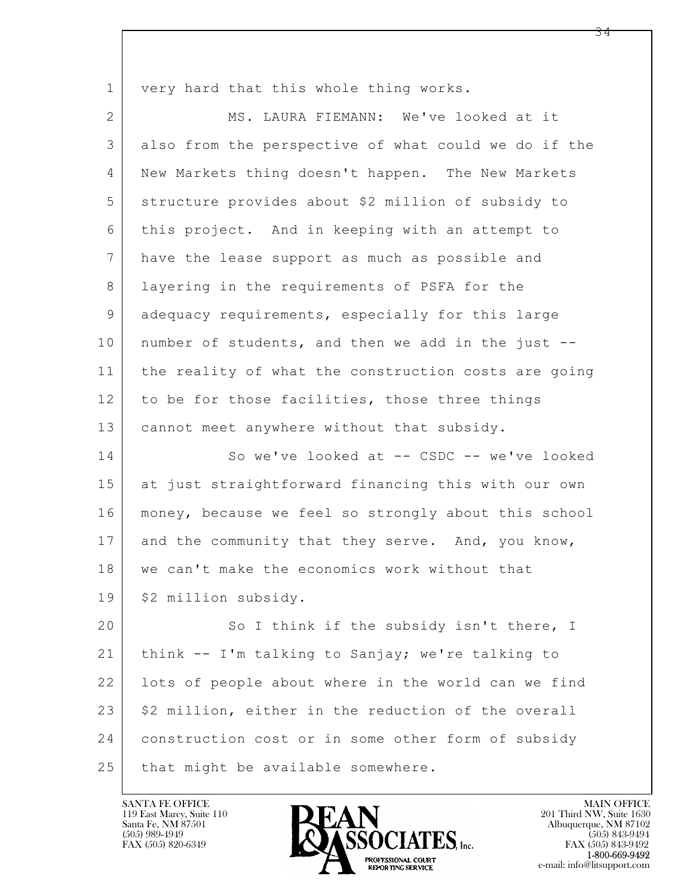very hard that this whole thing works.

MS. LAURA FIEMANN: We've looked at it also from the perspective of what could we do if the New Markets thing doesn't happen. The New Markets structure provides about $2 million of subsidy to this project. And in keeping with an attempt to have the lease support as much as possible and layering in the requirements of PSFA for the adequacy requirements, especially for this large number of students, and then we add in the just -- the reality of what the construction costs are going to be for those facilities, those three things cannot meet anywhere without that subsidy.

So we've looked at -- CSDC -- we've looked at just straightforward financing this with our own money, because we feel so strongly about this school and the community that they serve. And, you know, we can't make the economics work without that $2 million subsidy.

So I think if the subsidy isn't there, I think -- I'm talking to Sanjay; we're talking to lots of people about where in the world can we find $2 million, either in the reduction of the overall construction cost or in some other form of subsidy that might be available somewhere.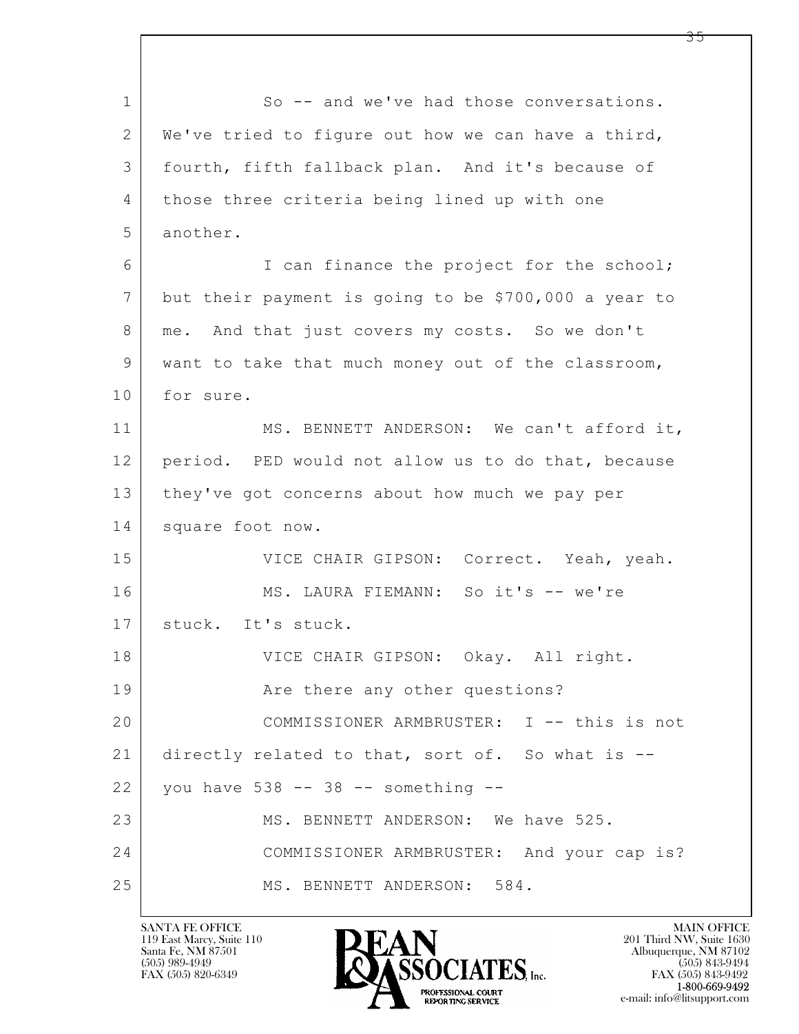So -- and we've had those conversations. We've tried to figure out how we can have a third, fourth, fifth fallback plan. And it's because of those three criteria being lined up with one another.

I can finance the project for the school; but their payment is going to be $700,000 a year to me. And that just covers my costs. So we don't want to take that much money out of the classroom, for sure.

MS. BENNETT ANDERSON: We can't afford it, period. PED would not allow us to do that, because they've got concerns about how much we pay per square foot now.

VICE CHAIR GIPSON: Correct. Yeah, yeah.

MS. LAURA FIEMANN: So it's -- we're stuck. It's stuck.

VICE CHAIR GIPSON: Okay. All right.

Are there any other questions?

COMMISSIONER ARMBRUSTER: I -- this is not directly related to that, sort of. So what is -- you have 538 -- 38 -- something --

MS. BENNETT ANDERSON: We have 525.

COMMISSIONER ARMBRUSTER: And your cap is?

MS. BENNETT ANDERSON: 584.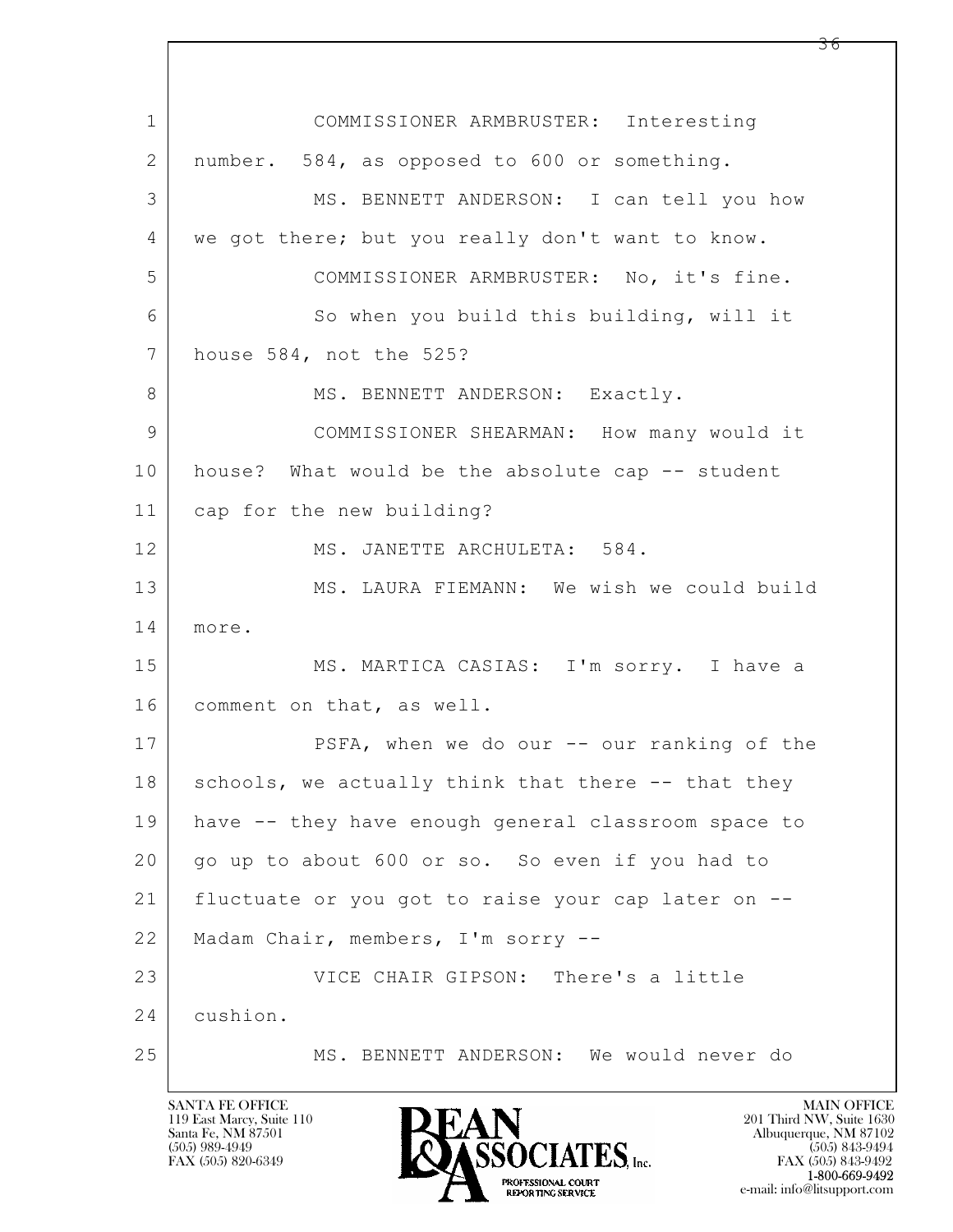1 COMMISSIONER ARMBRUSTER: Interesting
2 number. 584, as opposed to 600 or something.
3 MS. BENNETT ANDERSON: I can tell you how
4 we got there; but you really don't want to know.
5 COMMISSIONER ARMBRUSTER: No, it's fine.
6 So when you build this building, will it
7 house 584, not the 525?
8 MS. BENNETT ANDERSON: Exactly.
9 COMMISSIONER SHEARMAN: How many would it
10 house? What would be the absolute cap -- student
11 cap for the new building?
12 MS. JANETTE ARCHULETA: 584.
13 MS. LAURA FIEMANN: We wish we could build
14 more.
15 MS. MARTICA CASIAS: I'm sorry. I have a
16 comment on that, as well.
17 PSFA, when we do our -- our ranking of the
18 schools, we actually think that there -- that they
19 have -- they have enough general classroom space to
20 go up to about 600 or so. So even if you had to
21 fluctuate or you got to raise your cap later on --
22 Madam Chair, members, I'm sorry --
23 VICE CHAIR GIPSON: There's a little
24 cushion.
25 MS. BENNETT ANDERSON: We would never do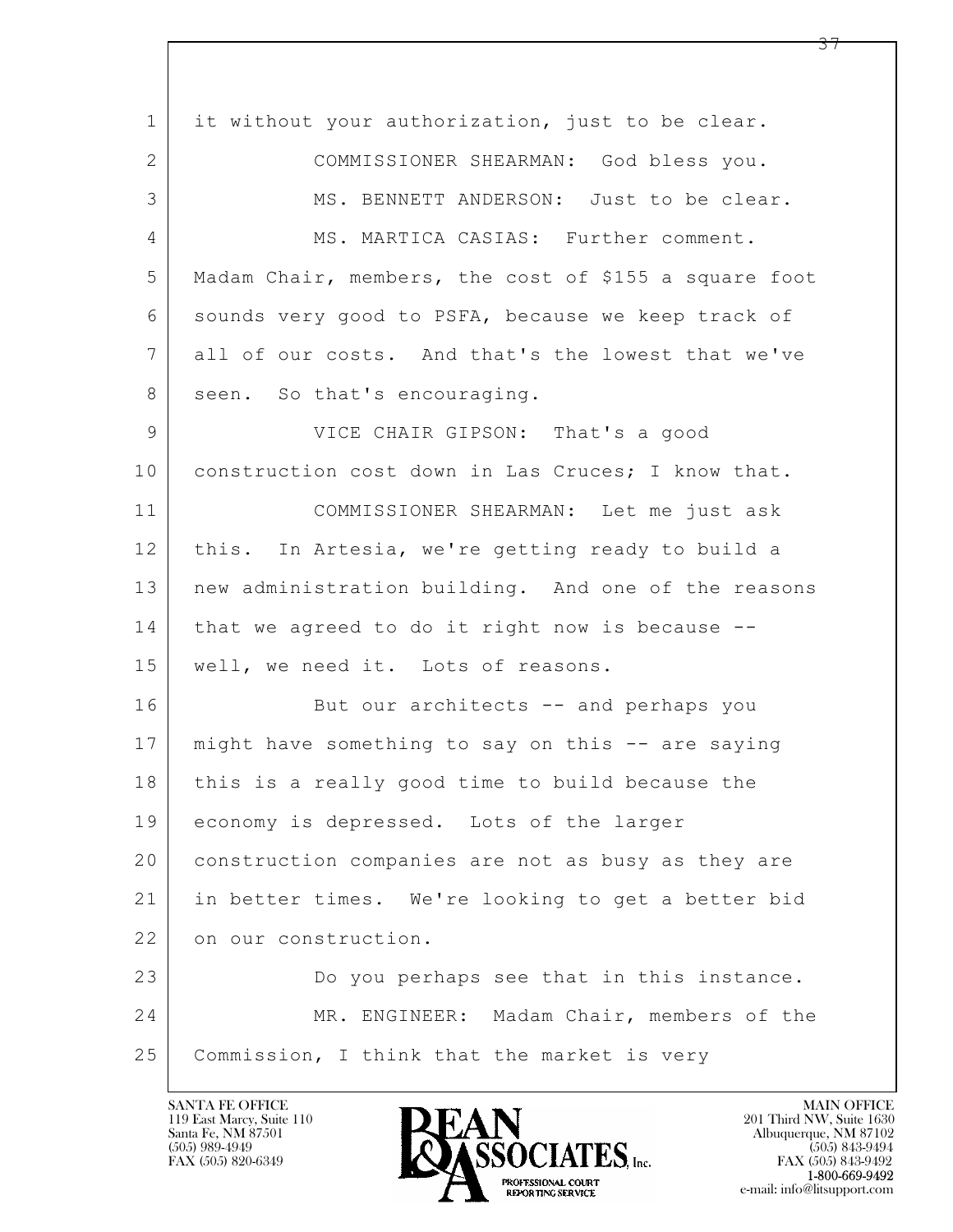it without your authorization, just to be clear.

COMMISSIONER SHEARMAN: God bless you.

MS. BENNETT ANDERSON: Just to be clear.

MS. MARTICA CASIAS: Further comment. Madam Chair, members, the cost of $155 a square foot sounds very good to PSFA, because we keep track of all of our costs. And that's the lowest that we've seen. So that's encouraging.

VICE CHAIR GIPSON: That's a good construction cost down in Las Cruces; I know that.

COMMISSIONER SHEARMAN: Let me just ask this. In Artesia, we're getting ready to build a new administration building. And one of the reasons that we agreed to do it right now is because -- well, we need it. Lots of reasons.

But our architects -- and perhaps you might have something to say on this -- are saying this is a really good time to build because the economy is depressed. Lots of the larger construction companies are not as busy as they are in better times. We're looking to get a better bid on our construction.

Do you perhaps see that in this instance.

MR. ENGINEER: Madam Chair, members of the Commission, I think that the market is very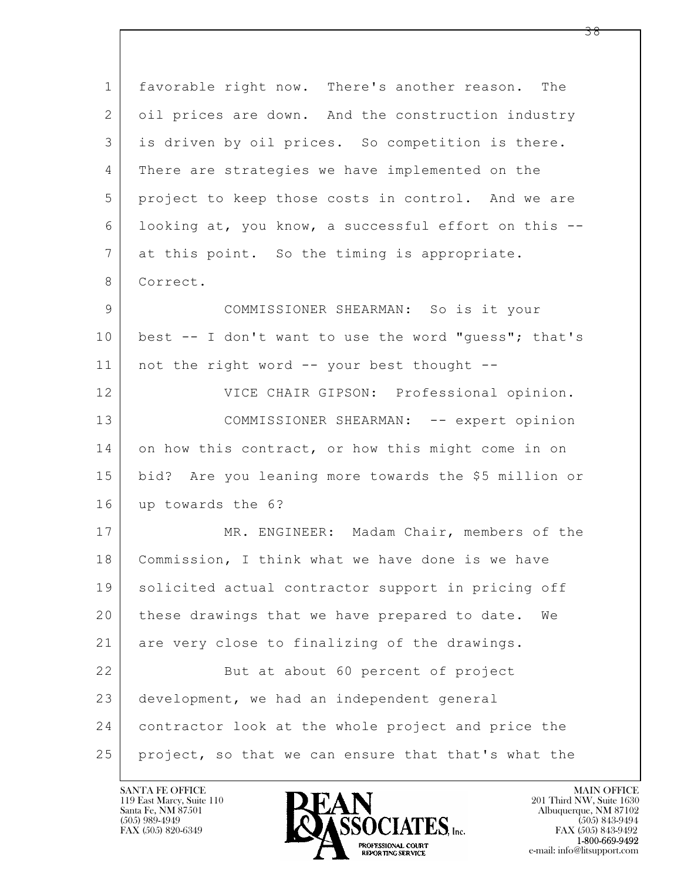1 favorable right now. There's another reason. The
2 oil prices are down. And the construction industry
3 is driven by oil prices. So competition is there.
4 There are strategies we have implemented on the
5 project to keep those costs in control. And we are
6 looking at, you know, a successful effort on this --
7 at this point. So the timing is appropriate.
8 Correct.

9 COMMISSIONER SHEARMAN: So is it your
10 best -- I don't want to use the word "guess"; that's
11 not the right word -- your best thought --

12 VICE CHAIR GIPSON: Professional opinion.

13 COMMISSIONER SHEARMAN: -- expert opinion
14 on how this contract, or how this might come in on
15 bid? Are you leaning more towards the $5 million or
16 up towards the 6?

17 MR. ENGINEER: Madam Chair, members of the
18 Commission, I think what we have done is we have
19 solicited actual contractor support in pricing off
20 these drawings that we have prepared to date. We
21 are very close to finalizing of the drawings.

22 But at about 60 percent of project
23 development, we had an independent general
24 contractor look at the whole project and price the
25 project, so that we can ensure that that's what the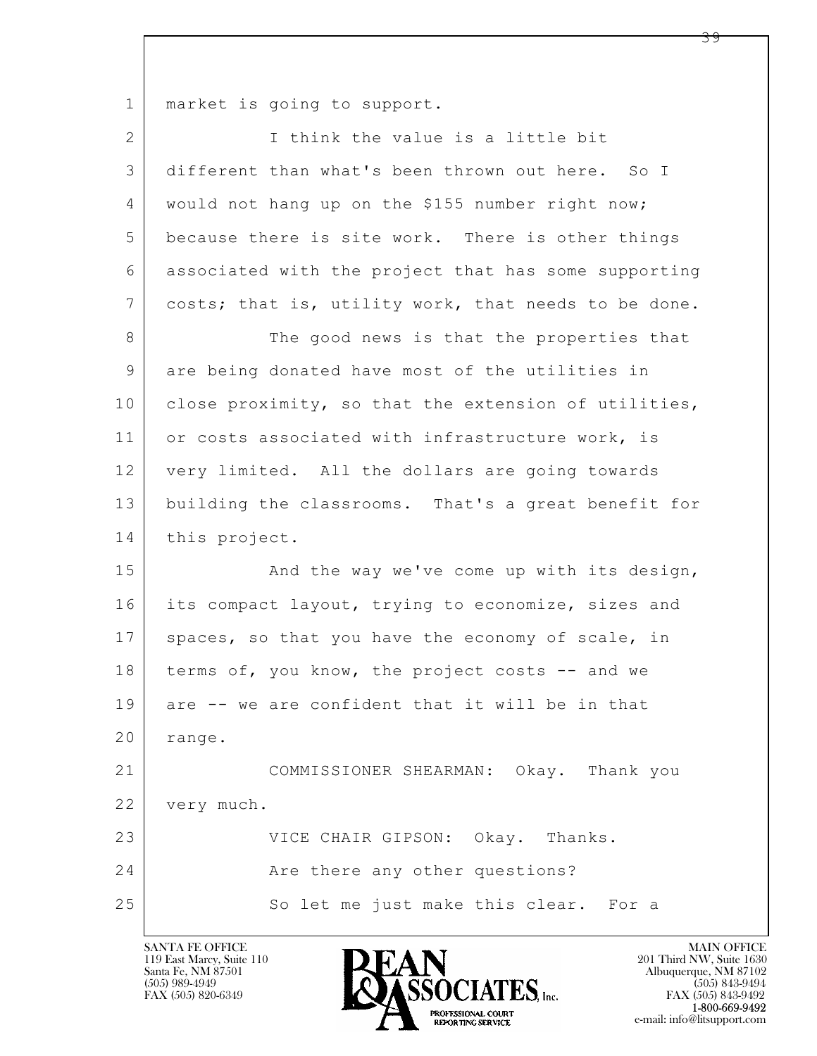market is going to support.

I think the value is a little bit different than what's been thrown out here. So I would not hang up on the $155 number right now; because there is site work. There is other things associated with the project that has some supporting costs; that is, utility work, that needs to be done.

The good news is that the properties that are being donated have most of the utilities in close proximity, so that the extension of utilities, or costs associated with infrastructure work, is very limited. All the dollars are going towards building the classrooms. That's a great benefit for this project.

And the way we've come up with its design, its compact layout, trying to economize, sizes and spaces, so that you have the economy of scale, in terms of, you know, the project costs -- and we are -- we are confident that it will be in that range.

COMMISSIONER SHEARMAN: Okay. Thank you very much.

VICE CHAIR GIPSON: Okay. Thanks.

Are there any other questions?

So let me just make this clear. For a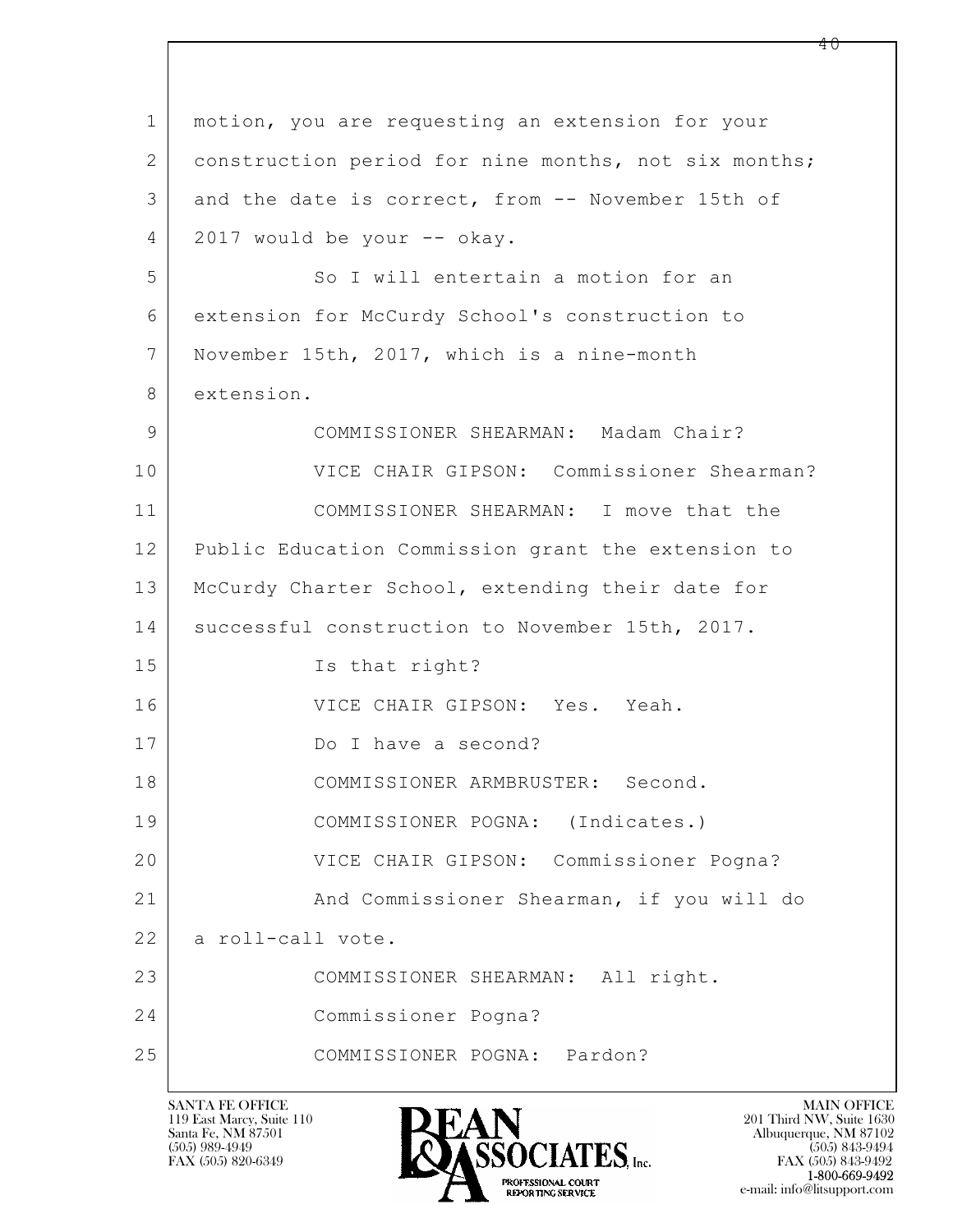1 motion, you are requesting an extension for your
2 construction period for nine months, not six months;
3 and the date is correct, from -- November 15th of
4 2017 would be your -- okay.
5 So I will entertain a motion for an
6 extension for McCurdy School's construction to
7 November 15th, 2017, which is a nine-month
8 extension.
9 COMMISSIONER SHEARMAN: Madam Chair?
10 VICE CHAIR GIPSON: Commissioner Shearman?
11 COMMISSIONER SHEARMAN: I move that the
12 Public Education Commission grant the extension to
13 McCurdy Charter School, extending their date for
14 successful construction to November 15th, 2017.
15 Is that right?
16 VICE CHAIR GIPSON: Yes. Yeah.
17 Do I have a second?
18 COMMISSIONER ARMBRUSTER: Second.
19 COMMISSIONER POGNA: (Indicates.)
20 VICE CHAIR GIPSON: Commissioner Pogna?
21 And Commissioner Shearman, if you will do
22 a roll-call vote.
23 COMMISSIONER SHEARMAN: All right.
24 Commissioner Pogna?
25 COMMISSIONER POGNA: Pardon?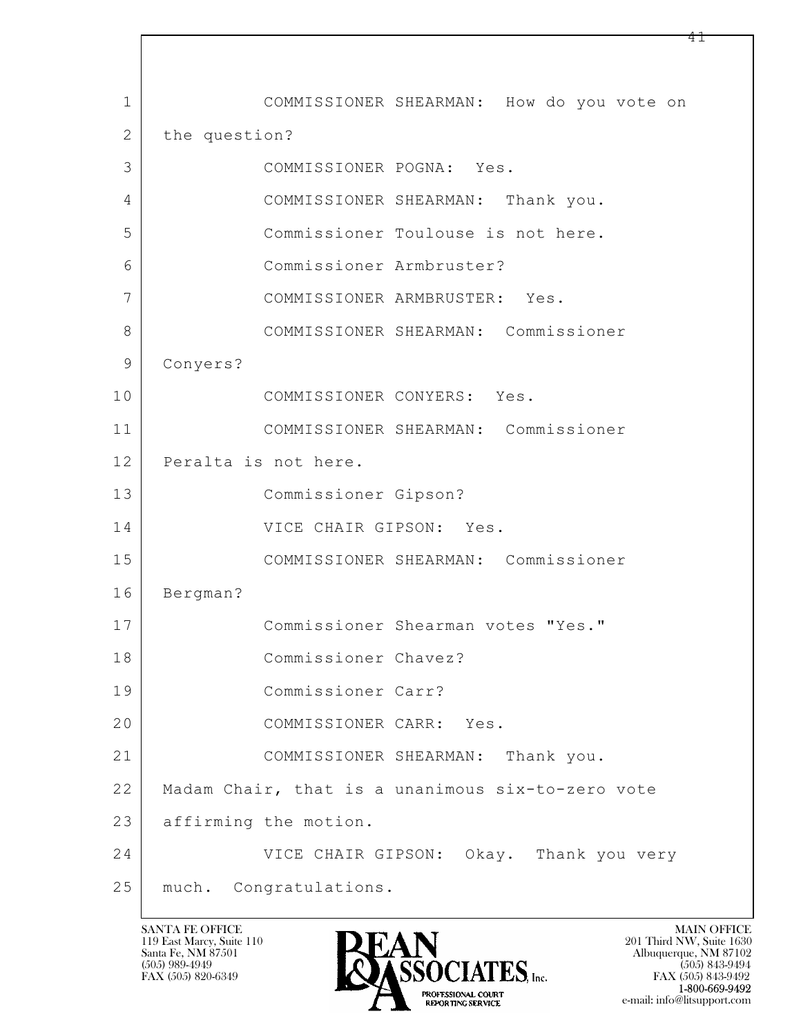1 COMMISSIONER SHEARMAN: How do you vote on
2 the question?
3 COMMISSIONER POGNA: Yes.
4 COMMISSIONER SHEARMAN: Thank you.
5 Commissioner Toulouse is not here.
6 Commissioner Armbruster?
7 COMMISSIONER ARMBRUSTER: Yes.
8 COMMISSIONER SHEARMAN: Commissioner
9 Conyers?
10 COMMISSIONER CONYERS: Yes.
11 COMMISSIONER SHEARMAN: Commissioner
12 Peralta is not here.
13 Commissioner Gipson?
14 VICE CHAIR GIPSON: Yes.
15 COMMISSIONER SHEARMAN: Commissioner
16 Bergman?
17 Commissioner Shearman votes "Yes."
18 Commissioner Chavez?
19 Commissioner Carr?
20 COMMISSIONER CARR: Yes.
21 COMMISSIONER SHEARMAN: Thank you.
22 Madam Chair, that is a unanimous six-to-zero vote
23 affirming the motion.
24 VICE CHAIR GIPSON: Okay. Thank you very
25 much. Congratulations.

SANTA FE OFFICE
119 East Marcy, Suite 110
Santa Fe, NM 87501
(505) 989-4949
FAX (505) 820-6349

BEAN & ASSOCIATES, Inc.
PROFESSIONAL COURT REPORTING SERVICE

MAIN OFFICE
201 Third NW, Suite 1630
Albuquerque, NM 87102
(505) 843-9494
FAX (505) 843-9492
1-800-669-9492
e-mail: info@litsupport.com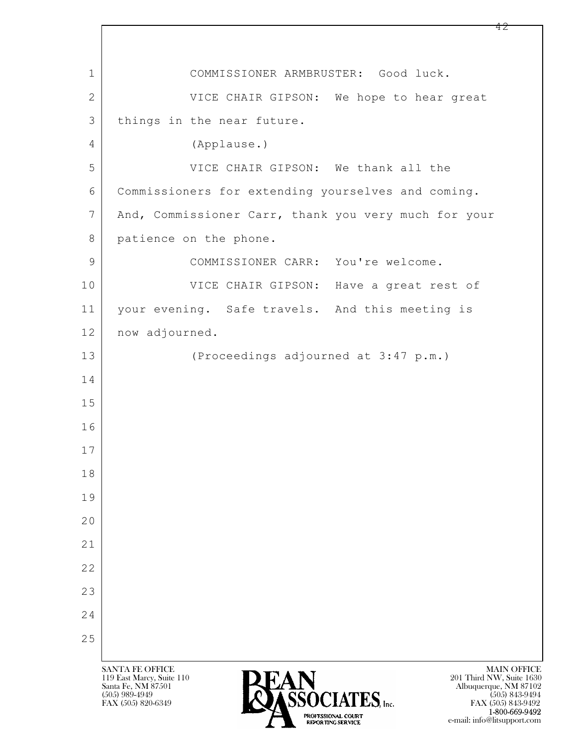COMMISSIONER ARMBRUSTER: Good luck.

VICE CHAIR GIPSON: We hope to hear great things in the near future.

(Applause.)

VICE CHAIR GIPSON: We thank all the Commissioners for extending yourselves and coming. And, Commissioner Carr, thank you very much for your patience on the phone.

COMMISSIONER CARR: You're welcome.

VICE CHAIR GIPSON: Have a great rest of your evening. Safe travels. And this meeting is now adjourned.

(Proceedings adjourned at 3:47 p.m.)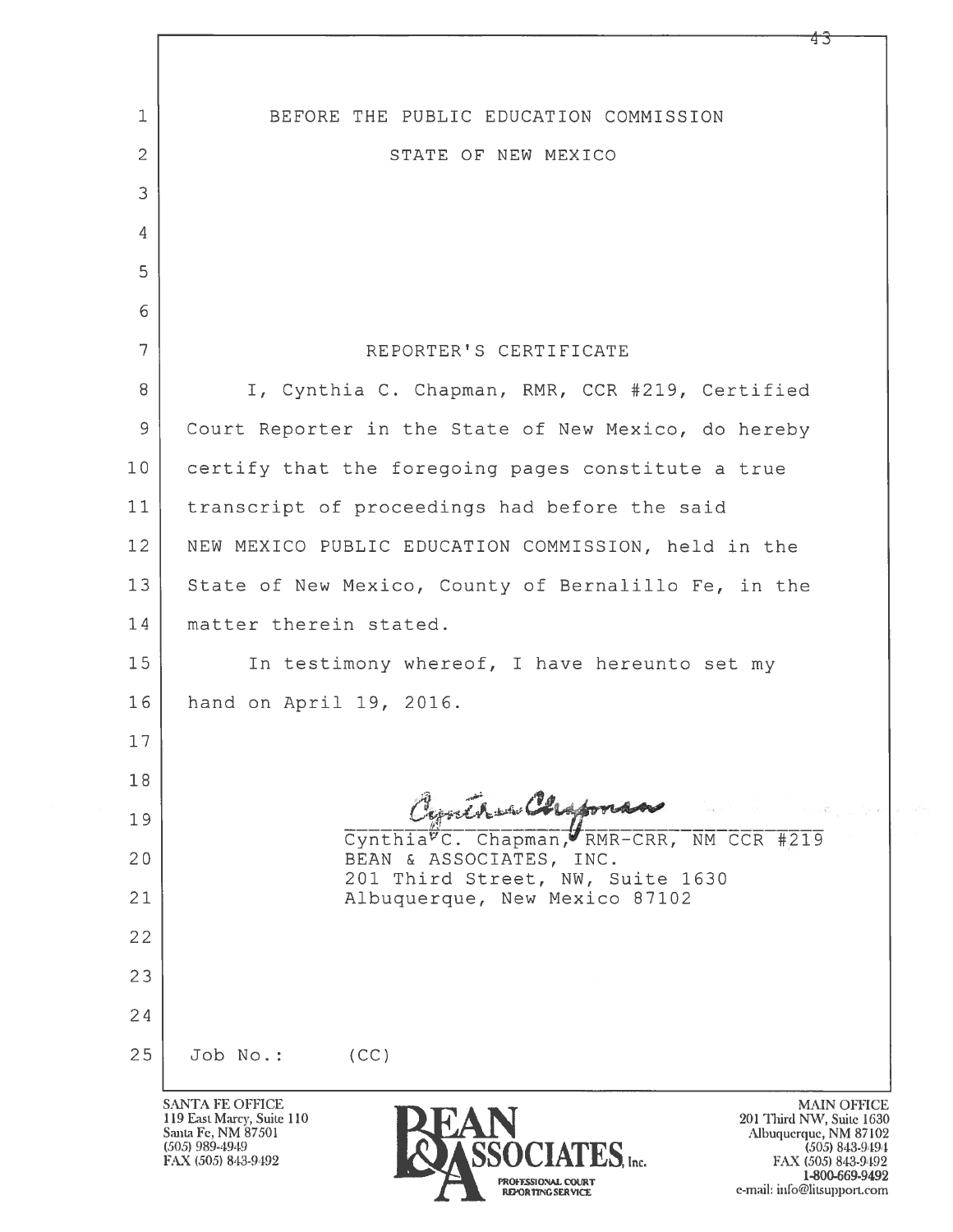BEFORE THE PUBLIC EDUCATION COMMISSION

STATE OF NEW MEXICO

REPORTER'S CERTIFICATE

I, Cynthia C. Chapman, RMR, CCR #219, Certified Court Reporter in the State of New Mexico, do hereby certify that the foregoing pages constitute a true transcript of proceedings had before the said NEW MEXICO PUBLIC EDUCATION COMMISSION, held in the State of New Mexico, County of Bernalillo Fe, in the matter therein stated.

In testimony whereof, I have hereunto set my hand on April 19, 2016.

Cynthia C. Chapman, RMR-CRR, NM CCR #219
BEAN & ASSOCIATES, INC.
201 Third Street, NW, Suite 1630
Albuquerque, New Mexico 87102

Job No.: (CC)

SANTA FE OFFICE
119 East Marcy, Suite 110
Santa Fe, NM 87501
(505) 989-4949
FAX (505) 843-9492

BEAN & ASSOCIATES, Inc.
PROFESSIONAL COURT REPORTING SERVICE

MAIN OFFICE
201 Third NW, Suite 1630
Albuquerque, NM 87102
(505) 843-9494
FAX (505) 843-9492
1-800-669-9492
e-mail: info@litsupport.com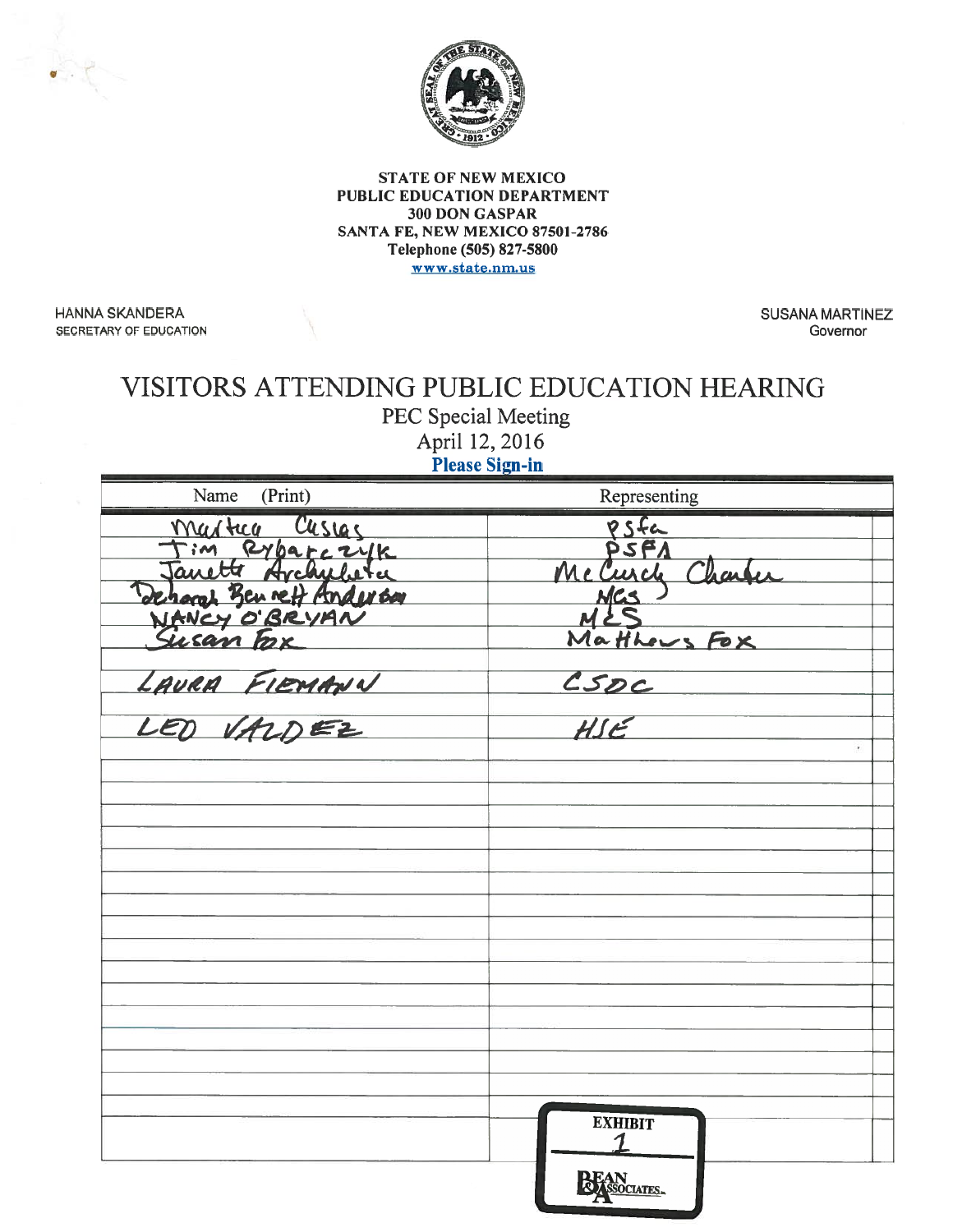STATE OF NEW MEXICO
PUBLIC EDUCATION DEPARTMENT
300 DON GASPAR
SANTA FE, NEW MEXICO 87501-2786
Telephone (505) 827-5800
www.state.nm.us

HANNA SKANDERA
SECRETARY OF EDUCATION

SUSANA MARTINEZ
Governor

# VISITORS ATTENDING PUBLIC EDUCATION HEARING

PEC Special Meeting
April 12, 2016
**Please Sign-in**

| Name (Print) | Representing |
|---|---|
| Martica Casias | PSFA |
| Tim Rybarczyk | PSFA |
| Janette Archuleta | McCurdy Charter |
| Deborah Bennett Anderson | MCS |
| NANCY O'BRYAN | MCS |
| Susan Fox | Mathews Fox |
| | |
| LAURA FIEMANN | CSDC |
| | |
| LEO VALDEZ | HSE |
| | |
| | |
| | |
| | |
| | |
| | |
| | |
| | |
| | |
| | |
| | |
| | |
| | |
| | |
| | |
| | |
| | |
| | |
| | |

EXHIBIT
1

BEAN & ASSOCIATES